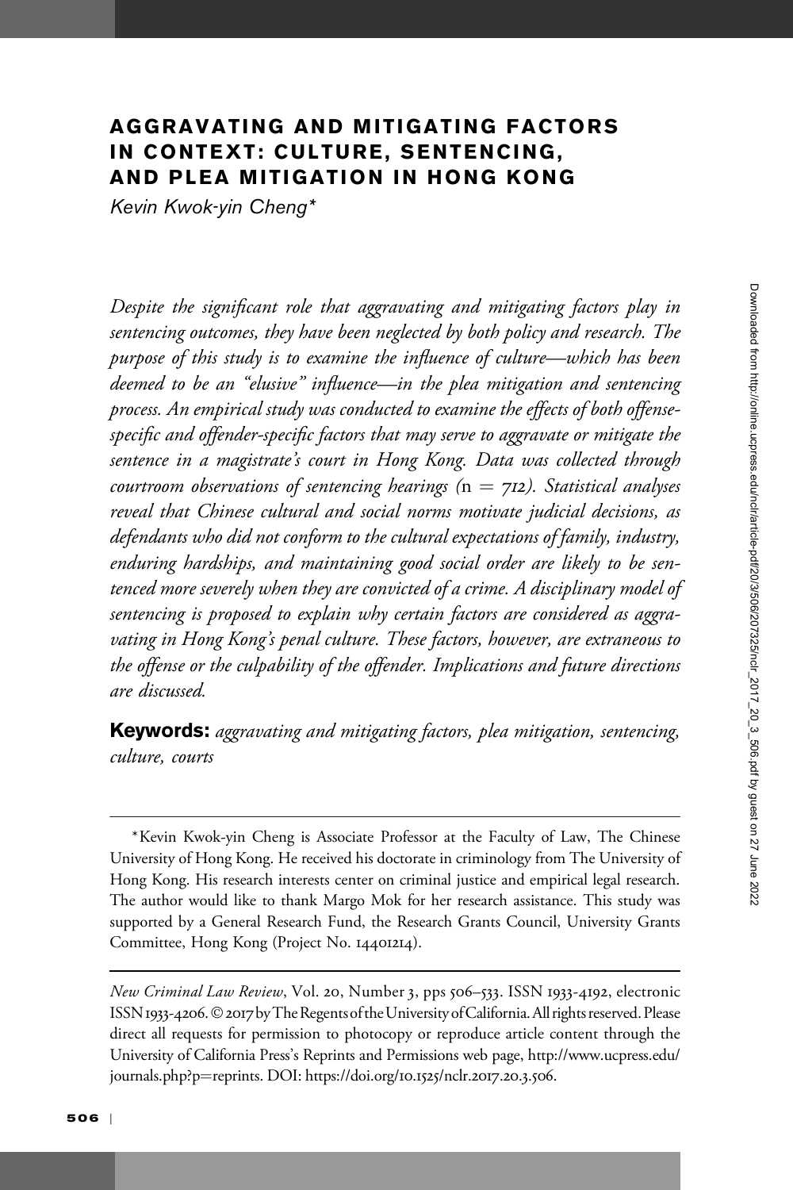# AGGRAVATING AND MITIGATING FACTORS IN CONTEXT: CULTURE, SENTENCING, AND PLEA MITIGATION IN HONG KONG

*Kevin Kwok-yin Cheng\**

*Despite the significant role that aggravating and mitigating factors play in sentencing outcomes, they have been neglected by both policy and research. The purpose of this study is to examine the influence of culture—which has been deemed to be an "elusive" influence—in the plea mitigation and sentencing process. An empirical study was conducted to examine the effects of both offense-specific and offender-specific factors that may serve to aggravate or mitigate the sentence in a magistrate's court in Hong Kong. Data was collected through courtroom observations of sentencing hearings ($n = 712$). Statistical analyses reveal that Chinese cultural and social norms motivate judicial decisions, as defendants who did not conform to the cultural expectations of family, industry, enduring hardships, and maintaining good social order are likely to be sentenced more severely when they are convicted of a crime. A disciplinary model of sentencing is proposed to explain why certain factors are considered as aggravating in Hong Kong's penal culture. These factors, however, are extraneous to the offense or the culpability of the offender. Implications and future directions are discussed.*

**Keywords:** *aggravating and mitigating factors, plea mitigation, sentencing, culture, courts*

---

\*Kevin Kwok-yin Cheng is Associate Professor at the Faculty of Law, The Chinese University of Hong Kong. He received his doctorate in criminology from The University of Hong Kong. His research interests center on criminal justice and empirical legal research. The author would like to thank Margo Mok for her research assistance. This study was supported by a General Research Fund, the Research Grants Council, University Grants Committee, Hong Kong (Project No. 14401214).

---

*New Criminal Law Review*, Vol. 20, Number 3, pps 506–533. ISSN 1933-4192, electronic ISSN 1933-4206. © 2017 by The Regents of the University of California. All rights reserved. Please direct all requests for permission to photocopy or reproduce article content through the University of California Press's Reprints and Permissions web page, http://www.ucpress.edu/journals.php?p=reprints. DOI: https://doi.org/10.1525/nclr.2017.20.3.506.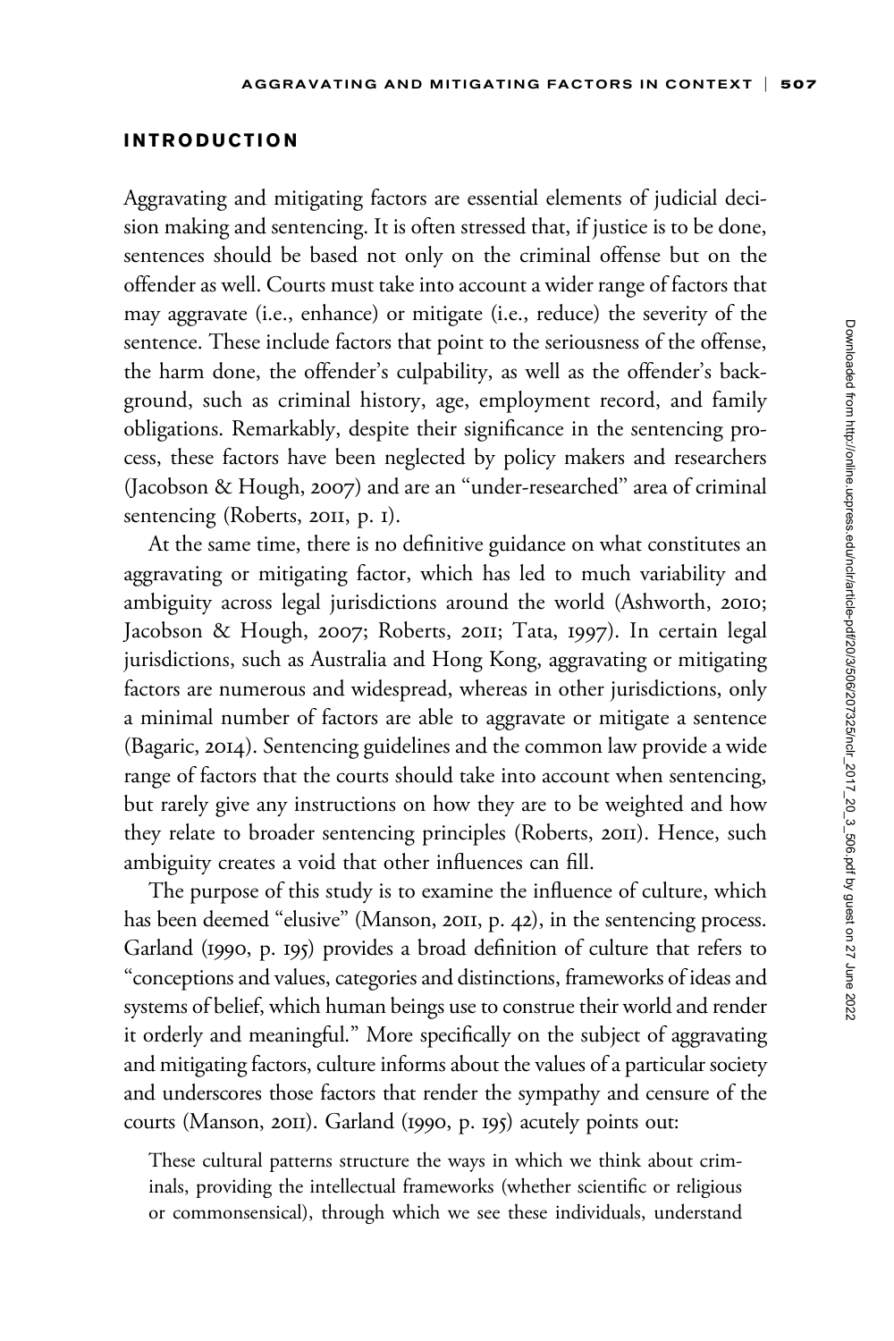## INTRODUCTION

Aggravating and mitigating factors are essential elements of judicial decision making and sentencing. It is often stressed that, if justice is to be done, sentences should be based not only on the criminal offense but on the offender as well. Courts must take into account a wider range of factors that may aggravate (i.e., enhance) or mitigate (i.e., reduce) the severity of the sentence. These include factors that point to the seriousness of the offense, the harm done, the offender's culpability, as well as the offender's background, such as criminal history, age, employment record, and family obligations. Remarkably, despite their significance in the sentencing process, these factors have been neglected by policy makers and researchers (Jacobson & Hough, 2007) and are an "under-researched" area of criminal sentencing (Roberts, 2011, p. 1).

At the same time, there is no definitive guidance on what constitutes an aggravating or mitigating factor, which has led to much variability and ambiguity across legal jurisdictions around the world (Ashworth, 2010; Jacobson & Hough, 2007; Roberts, 2011; Tata, 1997). In certain legal jurisdictions, such as Australia and Hong Kong, aggravating or mitigating factors are numerous and widespread, whereas in other jurisdictions, only a minimal number of factors are able to aggravate or mitigate a sentence (Bagaric, 2014). Sentencing guidelines and the common law provide a wide range of factors that the courts should take into account when sentencing, but rarely give any instructions on how they are to be weighted and how they relate to broader sentencing principles (Roberts, 2011). Hence, such ambiguity creates a void that other influences can fill.

The purpose of this study is to examine the influence of culture, which has been deemed "elusive" (Manson, 2011, p. 42), in the sentencing process. Garland (1990, p. 195) provides a broad definition of culture that refers to "conceptions and values, categories and distinctions, frameworks of ideas and systems of belief, which human beings use to construe their world and render it orderly and meaningful." More specifically on the subject of aggravating and mitigating factors, culture informs about the values of a particular society and underscores those factors that render the sympathy and censure of the courts (Manson, 2011). Garland (1990, p. 195) acutely points out:

> These cultural patterns structure the ways in which we think about criminals, providing the intellectual frameworks (whether scientific or religious or commonsensical), through which we see these individuals, understand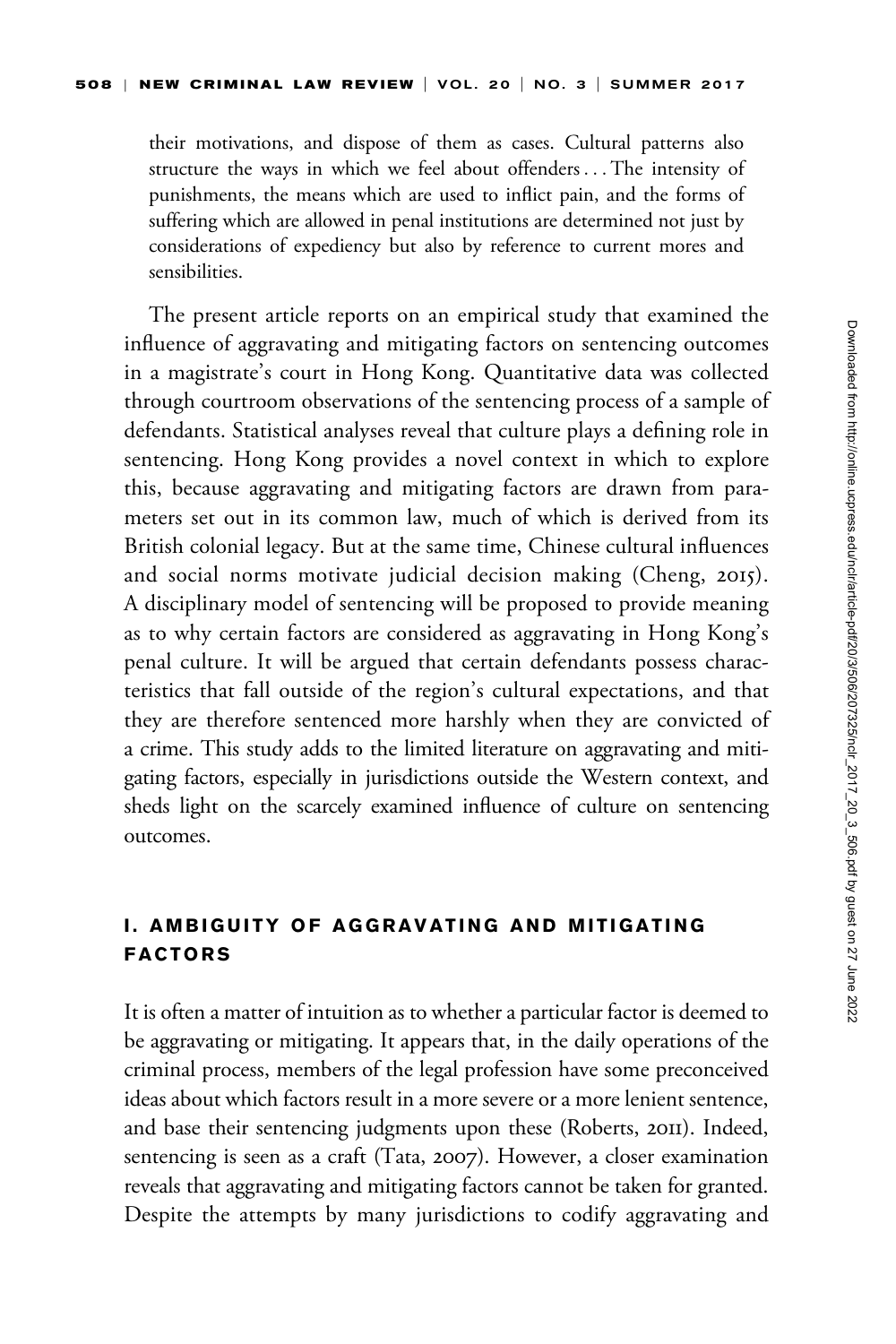their motivations, and dispose of them as cases. Cultural patterns also structure the ways in which we feel about offenders . . . The intensity of punishments, the means which are used to inflict pain, and the forms of suffering which are allowed in penal institutions are determined not just by considerations of expediency but also by reference to current mores and sensibilities.

The present article reports on an empirical study that examined the influence of aggravating and mitigating factors on sentencing outcomes in a magistrate's court in Hong Kong. Quantitative data was collected through courtroom observations of the sentencing process of a sample of defendants. Statistical analyses reveal that culture plays a defining role in sentencing. Hong Kong provides a novel context in which to explore this, because aggravating and mitigating factors are drawn from parameters set out in its common law, much of which is derived from its British colonial legacy. But at the same time, Chinese cultural influences and social norms motivate judicial decision making (Cheng, 2015). A disciplinary model of sentencing will be proposed to provide meaning as to why certain factors are considered as aggravating in Hong Kong's penal culture. It will be argued that certain defendants possess characteristics that fall outside of the region's cultural expectations, and that they are therefore sentenced more harshly when they are convicted of a crime. This study adds to the limited literature on aggravating and mitigating factors, especially in jurisdictions outside the Western context, and sheds light on the scarcely examined influence of culture on sentencing outcomes.

## I. AMBIGUITY OF AGGRAVATING AND MITIGATING FACTORS

It is often a matter of intuition as to whether a particular factor is deemed to be aggravating or mitigating. It appears that, in the daily operations of the criminal process, members of the legal profession have some preconceived ideas about which factors result in a more severe or a more lenient sentence, and base their sentencing judgments upon these (Roberts, 2011). Indeed, sentencing is seen as a craft (Tata, 2007). However, a closer examination reveals that aggravating and mitigating factors cannot be taken for granted. Despite the attempts by many jurisdictions to codify aggravating and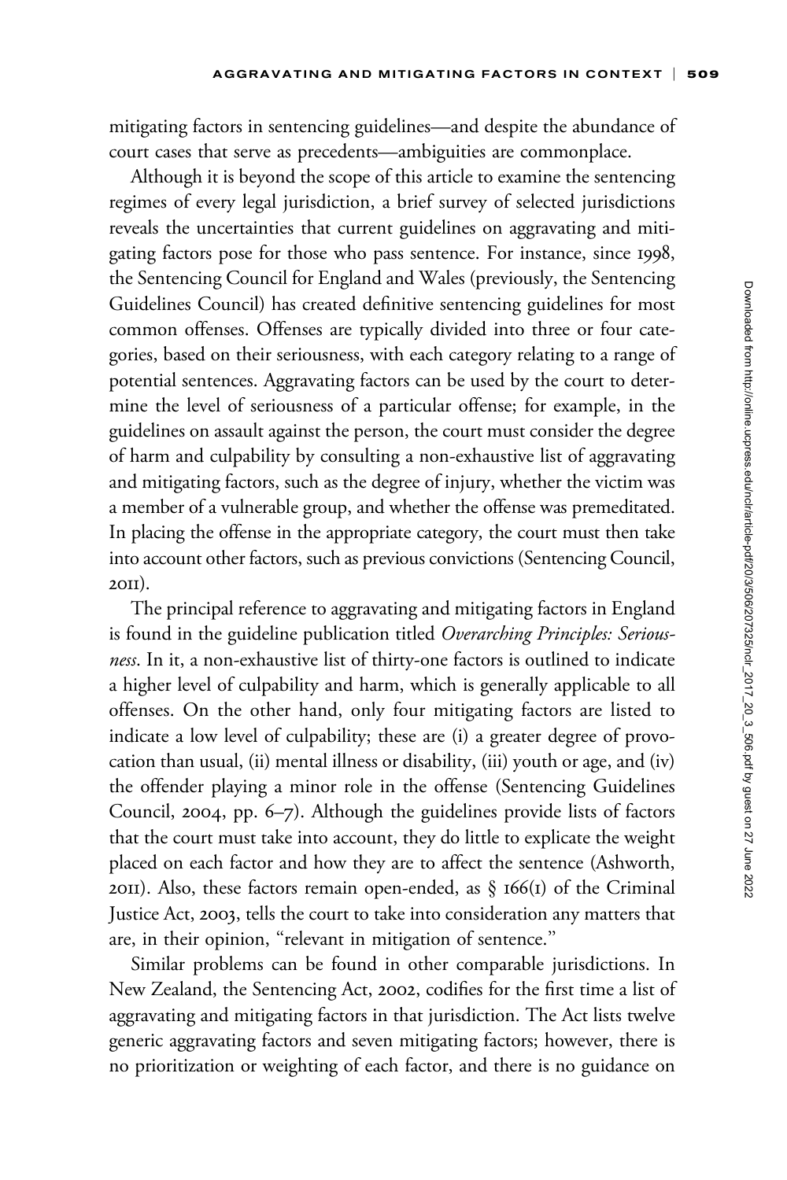mitigating factors in sentencing guidelines—and despite the abundance of court cases that serve as precedents—ambiguities are commonplace.

Although it is beyond the scope of this article to examine the sentencing regimes of every legal jurisdiction, a brief survey of selected jurisdictions reveals the uncertainties that current guidelines on aggravating and mitigating factors pose for those who pass sentence. For instance, since 1998, the Sentencing Council for England and Wales (previously, the Sentencing Guidelines Council) has created definitive sentencing guidelines for most common offenses. Offenses are typically divided into three or four categories, based on their seriousness, with each category relating to a range of potential sentences. Aggravating factors can be used by the court to determine the level of seriousness of a particular offense; for example, in the guidelines on assault against the person, the court must consider the degree of harm and culpability by consulting a non-exhaustive list of aggravating and mitigating factors, such as the degree of injury, whether the victim was a member of a vulnerable group, and whether the offense was premeditated. In placing the offense in the appropriate category, the court must then take into account other factors, such as previous convictions (Sentencing Council, 2011).

The principal reference to aggravating and mitigating factors in England is found in the guideline publication titled *Overarching Principles: Seriousness*. In it, a non-exhaustive list of thirty-one factors is outlined to indicate a higher level of culpability and harm, which is generally applicable to all offenses. On the other hand, only four mitigating factors are listed to indicate a low level of culpability; these are (i) a greater degree of provocation than usual, (ii) mental illness or disability, (iii) youth or age, and (iv) the offender playing a minor role in the offense (Sentencing Guidelines Council, 2004, pp. 6–7). Although the guidelines provide lists of factors that the court must take into account, they do little to explicate the weight placed on each factor and how they are to affect the sentence (Ashworth, 2011). Also, these factors remain open-ended, as § 166(1) of the Criminal Justice Act, 2003, tells the court to take into consideration any matters that are, in their opinion, "relevant in mitigation of sentence."

Similar problems can be found in other comparable jurisdictions. In New Zealand, the Sentencing Act, 2002, codifies for the first time a list of aggravating and mitigating factors in that jurisdiction. The Act lists twelve generic aggravating factors and seven mitigating factors; however, there is no prioritization or weighting of each factor, and there is no guidance on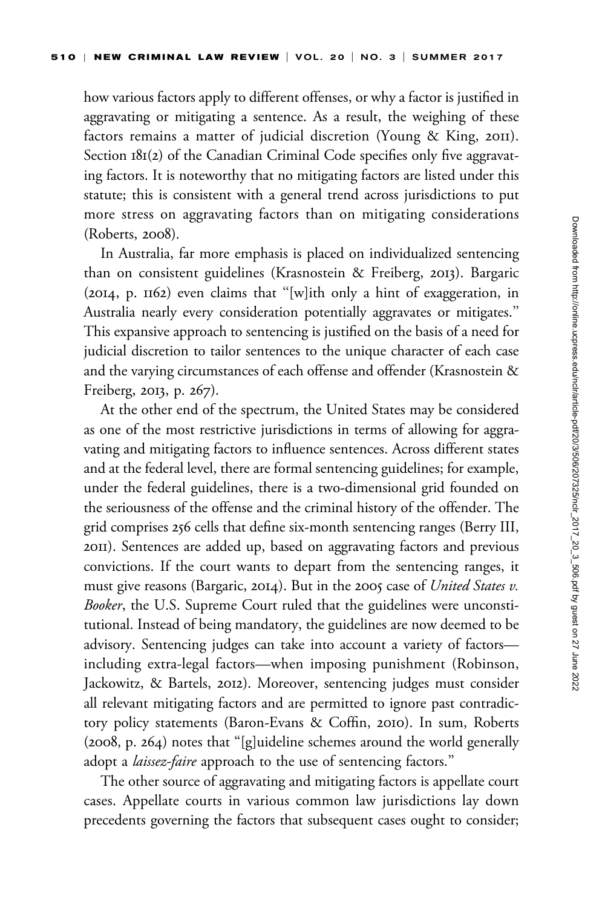how various factors apply to different offenses, or why a factor is justified in aggravating or mitigating a sentence. As a result, the weighing of these factors remains a matter of judicial discretion (Young & King, 2011). Section 181(2) of the Canadian Criminal Code specifies only five aggravating factors. It is noteworthy that no mitigating factors are listed under this statute; this is consistent with a general trend across jurisdictions to put more stress on aggravating factors than on mitigating considerations (Roberts, 2008).

In Australia, far more emphasis is placed on individualized sentencing than on consistent guidelines (Krasnostein & Freiberg, 2013). Bargaric (2014, p. 1162) even claims that "[w]ith only a hint of exaggeration, in Australia nearly every consideration potentially aggravates or mitigates." This expansive approach to sentencing is justified on the basis of a need for judicial discretion to tailor sentences to the unique character of each case and the varying circumstances of each offense and offender (Krasnostein & Freiberg, 2013, p. 267).

At the other end of the spectrum, the United States may be considered as one of the most restrictive jurisdictions in terms of allowing for aggravating and mitigating factors to influence sentences. Across different states and at the federal level, there are formal sentencing guidelines; for example, under the federal guidelines, there is a two-dimensional grid founded on the seriousness of the offense and the criminal history of the offender. The grid comprises 256 cells that define six-month sentencing ranges (Berry III, 2011). Sentences are added up, based on aggravating factors and previous convictions. If the court wants to depart from the sentencing ranges, it must give reasons (Bargaric, 2014). But in the 2005 case of *United States v. Booker*, the U.S. Supreme Court ruled that the guidelines were unconstitutional. Instead of being mandatory, the guidelines are now deemed to be advisory. Sentencing judges can take into account a variety of factors—including extra-legal factors—when imposing punishment (Robinson, Jackowitz, & Bartels, 2012). Moreover, sentencing judges must consider all relevant mitigating factors and are permitted to ignore past contradictory policy statements (Baron-Evans & Coffin, 2010). In sum, Roberts (2008, p. 264) notes that "[g]uideline schemes around the world generally adopt a *laissez-faire* approach to the use of sentencing factors."

The other source of aggravating and mitigating factors is appellate court cases. Appellate courts in various common law jurisdictions lay down precedents governing the factors that subsequent cases ought to consider;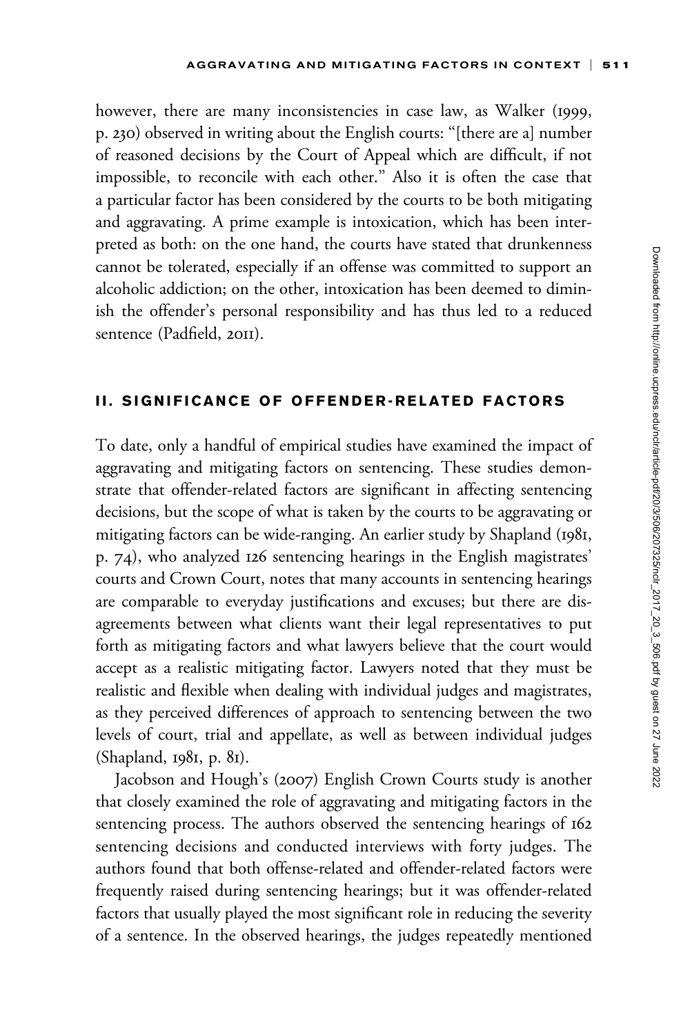however, there are many inconsistencies in case law, as Walker (1999, p. 230) observed in writing about the English courts: "[there are a] number of reasoned decisions by the Court of Appeal which are difficult, if not impossible, to reconcile with each other." Also it is often the case that a particular factor has been considered by the courts to be both mitigating and aggravating. A prime example is intoxication, which has been interpreted as both: on the one hand, the courts have stated that drunkenness cannot be tolerated, especially if an offense was committed to support an alcoholic addiction; on the other, intoxication has been deemed to diminish the offender's personal responsibility and has thus led to a reduced sentence (Padfield, 2011).

## II. SIGNIFICANCE OF OFFENDER-RELATED FACTORS

To date, only a handful of empirical studies have examined the impact of aggravating and mitigating factors on sentencing. These studies demonstrate that offender-related factors are significant in affecting sentencing decisions, but the scope of what is taken by the courts to be aggravating or mitigating factors can be wide-ranging. An earlier study by Shapland (1981, p. 74), who analyzed 126 sentencing hearings in the English magistrates' courts and Crown Court, notes that many accounts in sentencing hearings are comparable to everyday justifications and excuses; but there are disagreements between what clients want their legal representatives to put forth as mitigating factors and what lawyers believe that the court would accept as a realistic mitigating factor. Lawyers noted that they must be realistic and flexible when dealing with individual judges and magistrates, as they perceived differences of approach to sentencing between the two levels of court, trial and appellate, as well as between individual judges (Shapland, 1981, p. 81).

Jacobson and Hough's (2007) English Crown Courts study is another that closely examined the role of aggravating and mitigating factors in the sentencing process. The authors observed the sentencing hearings of 162 sentencing decisions and conducted interviews with forty judges. The authors found that both offense-related and offender-related factors were frequently raised during sentencing hearings; but it was offender-related factors that usually played the most significant role in reducing the severity of a sentence. In the observed hearings, the judges repeatedly mentioned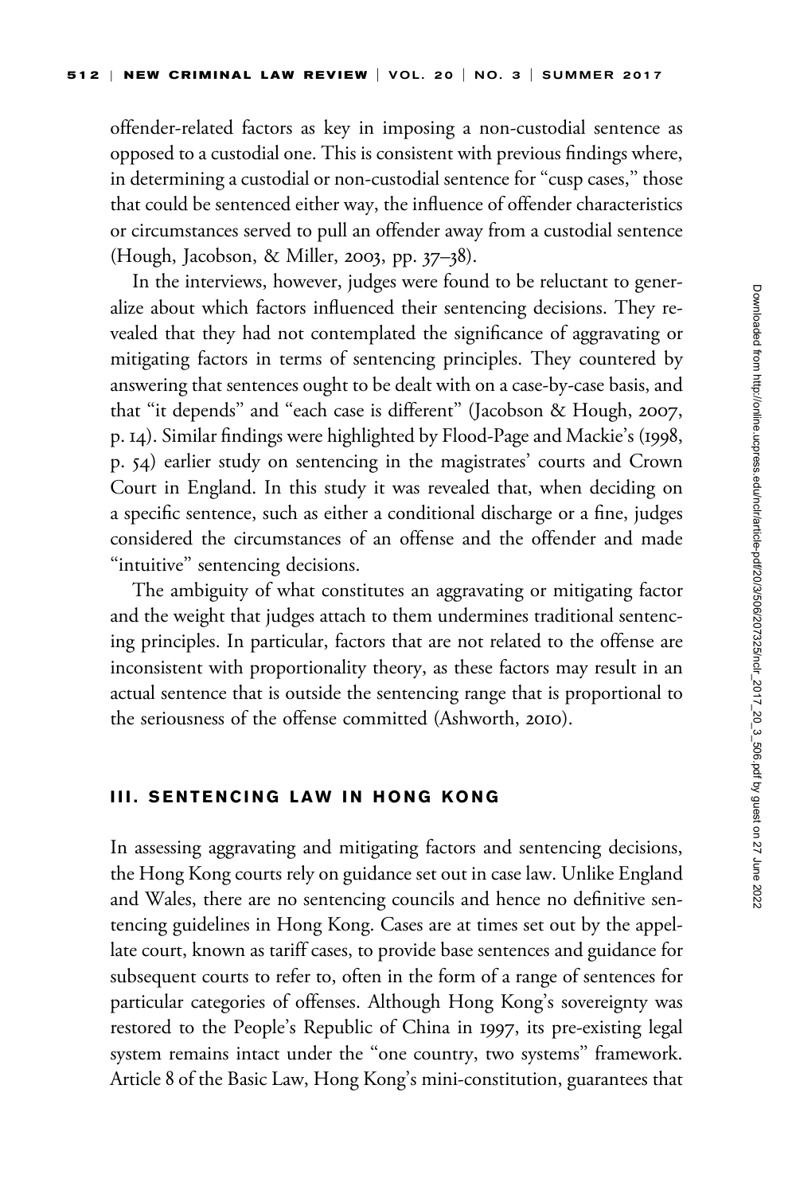offender-related factors as key in imposing a non-custodial sentence as opposed to a custodial one. This is consistent with previous findings where, in determining a custodial or non-custodial sentence for "cusp cases," those that could be sentenced either way, the influence of offender characteristics or circumstances served to pull an offender away from a custodial sentence (Hough, Jacobson, & Miller, 2003, pp. 37–38).

In the interviews, however, judges were found to be reluctant to generalize about which factors influenced their sentencing decisions. They revealed that they had not contemplated the significance of aggravating or mitigating factors in terms of sentencing principles. They countered by answering that sentences ought to be dealt with on a case-by-case basis, and that "it depends" and "each case is different" (Jacobson & Hough, 2007, p. 14). Similar findings were highlighted by Flood-Page and Mackie's (1998, p. 54) earlier study on sentencing in the magistrates' courts and Crown Court in England. In this study it was revealed that, when deciding on a specific sentence, such as either a conditional discharge or a fine, judges considered the circumstances of an offense and the offender and made "intuitive" sentencing decisions.

The ambiguity of what constitutes an aggravating or mitigating factor and the weight that judges attach to them undermines traditional sentencing principles. In particular, factors that are not related to the offense are inconsistent with proportionality theory, as these factors may result in an actual sentence that is outside the sentencing range that is proportional to the seriousness of the offense committed (Ashworth, 2010).

## III. SENTENCING LAW IN HONG KONG

In assessing aggravating and mitigating factors and sentencing decisions, the Hong Kong courts rely on guidance set out in case law. Unlike England and Wales, there are no sentencing councils and hence no definitive sentencing guidelines in Hong Kong. Cases are at times set out by the appellate court, known as tariff cases, to provide base sentences and guidance for subsequent courts to refer to, often in the form of a range of sentences for particular categories of offenses. Although Hong Kong's sovereignty was restored to the People's Republic of China in 1997, its pre-existing legal system remains intact under the "one country, two systems" framework. Article 8 of the Basic Law, Hong Kong's mini-constitution, guarantees that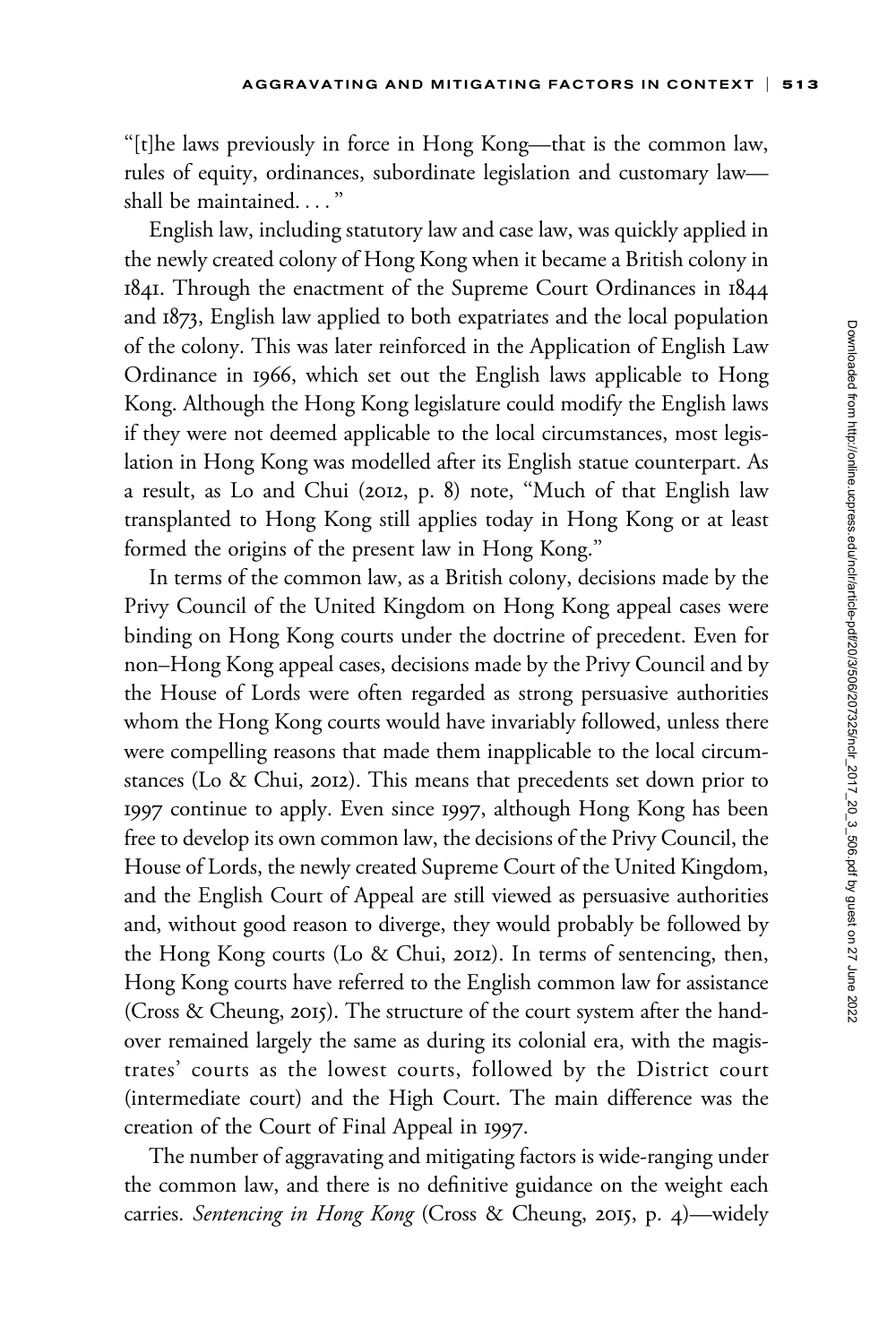"[t]he laws previously in force in Hong Kong—that is the common law, rules of equity, ordinances, subordinate legislation and customary law—shall be maintained. . . . "

English law, including statutory law and case law, was quickly applied in the newly created colony of Hong Kong when it became a British colony in 1841. Through the enactment of the Supreme Court Ordinances in 1844 and 1873, English law applied to both expatriates and the local population of the colony. This was later reinforced in the Application of English Law Ordinance in 1966, which set out the English laws applicable to Hong Kong. Although the Hong Kong legislature could modify the English laws if they were not deemed applicable to the local circumstances, most legislation in Hong Kong was modelled after its English statue counterpart. As a result, as Lo and Chui (2012, p. 8) note, "Much of that English law transplanted to Hong Kong still applies today in Hong Kong or at least formed the origins of the present law in Hong Kong."

In terms of the common law, as a British colony, decisions made by the Privy Council of the United Kingdom on Hong Kong appeal cases were binding on Hong Kong courts under the doctrine of precedent. Even for non–Hong Kong appeal cases, decisions made by the Privy Council and by the House of Lords were often regarded as strong persuasive authorities whom the Hong Kong courts would have invariably followed, unless there were compelling reasons that made them inapplicable to the local circumstances (Lo & Chui, 2012). This means that precedents set down prior to 1997 continue to apply. Even since 1997, although Hong Kong has been free to develop its own common law, the decisions of the Privy Council, the House of Lords, the newly created Supreme Court of the United Kingdom, and the English Court of Appeal are still viewed as persuasive authorities and, without good reason to diverge, they would probably be followed by the Hong Kong courts (Lo & Chui, 2012). In terms of sentencing, then, Hong Kong courts have referred to the English common law for assistance (Cross & Cheung, 2015). The structure of the court system after the handover remained largely the same as during its colonial era, with the magistrates' courts as the lowest courts, followed by the District court (intermediate court) and the High Court. The main difference was the creation of the Court of Final Appeal in 1997.

The number of aggravating and mitigating factors is wide-ranging under the common law, and there is no definitive guidance on the weight each carries. *Sentencing in Hong Kong* (Cross & Cheung, 2015, p. 4)—widely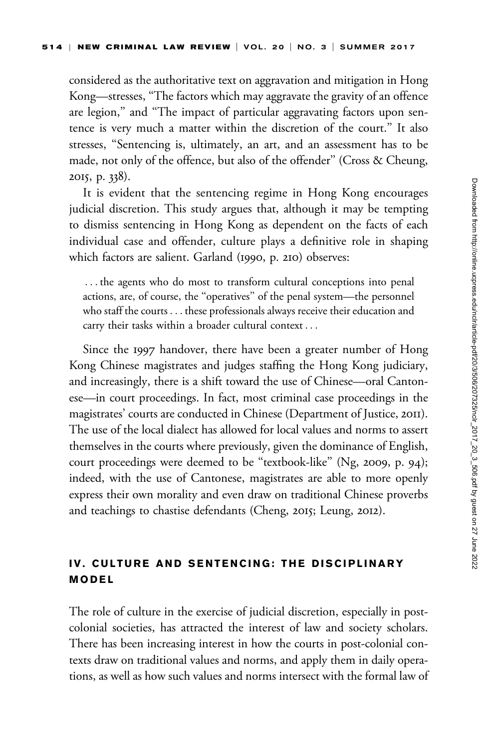considered as the authoritative text on aggravation and mitigation in Hong Kong—stresses, "The factors which may aggravate the gravity of an offence are legion," and "The impact of particular aggravating factors upon sentence is very much a matter within the discretion of the court." It also stresses, "Sentencing is, ultimately, an art, and an assessment has to be made, not only of the offence, but also of the offender" (Cross & Cheung, 2015, p. 338).

It is evident that the sentencing regime in Hong Kong encourages judicial discretion. This study argues that, although it may be tempting to dismiss sentencing in Hong Kong as dependent on the facts of each individual case and offender, culture plays a definitive role in shaping which factors are salient. Garland (1990, p. 210) observes:

> ... the agents who do most to transform cultural conceptions into penal actions, are, of course, the "operatives" of the penal system—the personnel who staff the courts ... these professionals always receive their education and carry their tasks within a broader cultural context ...

Since the 1997 handover, there have been a greater number of Hong Kong Chinese magistrates and judges staffing the Hong Kong judiciary, and increasingly, there is a shift toward the use of Chinese—oral Cantonese—in court proceedings. In fact, most criminal case proceedings in the magistrates' courts are conducted in Chinese (Department of Justice, 2011). The use of the local dialect has allowed for local values and norms to assert themselves in the courts where previously, given the dominance of English, court proceedings were deemed to be "textbook-like" (Ng, 2009, p. 94); indeed, with the use of Cantonese, magistrates are able to more openly express their own morality and even draw on traditional Chinese proverbs and teachings to chastise defendants (Cheng, 2015; Leung, 2012).

## IV. CULTURE AND SENTENCING: THE DISCIPLINARY MODEL

The role of culture in the exercise of judicial discretion, especially in post-colonial societies, has attracted the interest of law and society scholars. There has been increasing interest in how the courts in post-colonial contexts draw on traditional values and norms, and apply them in daily operations, as well as how such values and norms intersect with the formal law of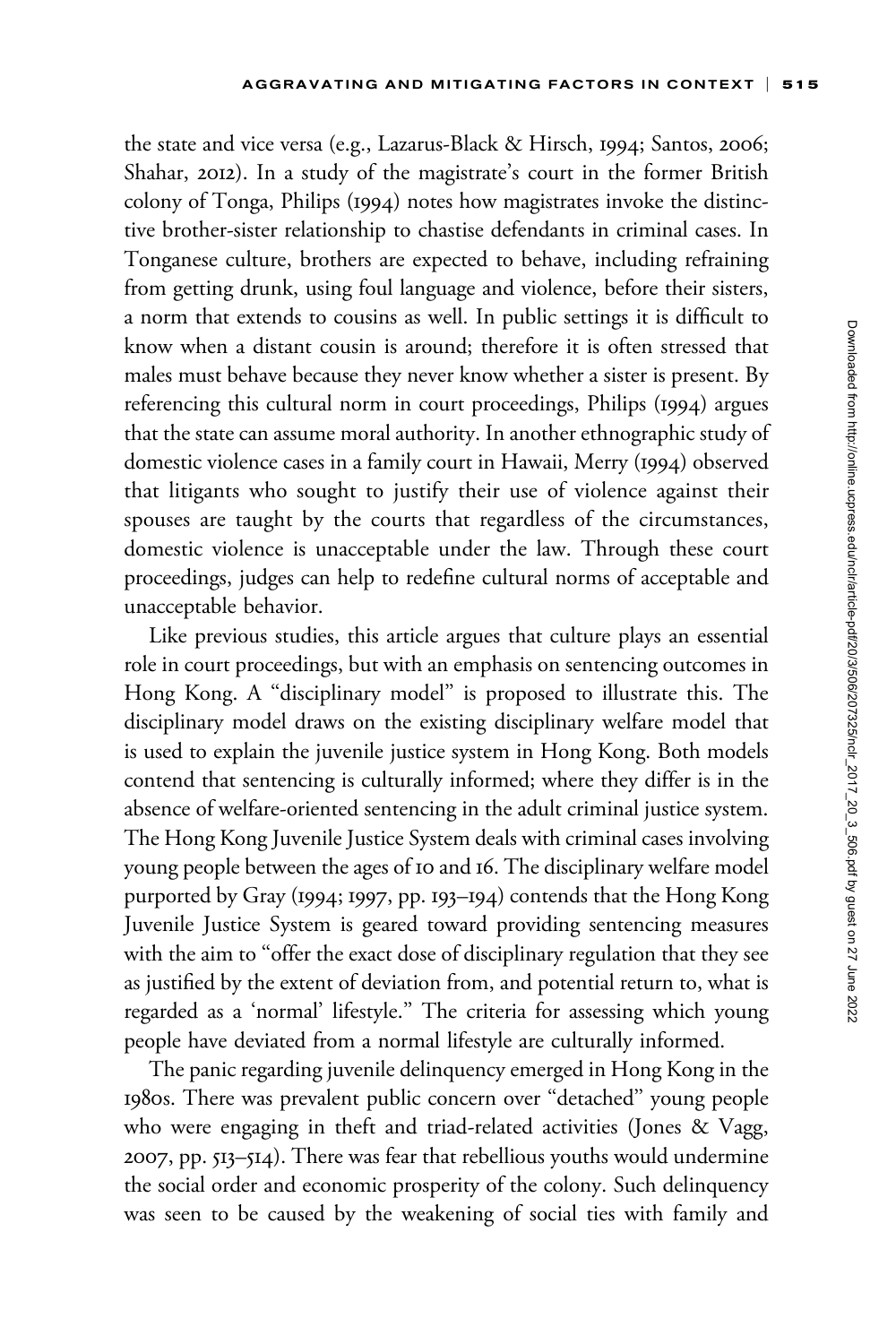the state and vice versa (e.g., Lazarus-Black & Hirsch, 1994; Santos, 2006; Shahar, 2012). In a study of the magistrate's court in the former British colony of Tonga, Philips (1994) notes how magistrates invoke the distinctive brother-sister relationship to chastise defendants in criminal cases. In Tonganese culture, brothers are expected to behave, including refraining from getting drunk, using foul language and violence, before their sisters, a norm that extends to cousins as well. In public settings it is difficult to know when a distant cousin is around; therefore it is often stressed that males must behave because they never know whether a sister is present. By referencing this cultural norm in court proceedings, Philips (1994) argues that the state can assume moral authority. In another ethnographic study of domestic violence cases in a family court in Hawaii, Merry (1994) observed that litigants who sought to justify their use of violence against their spouses are taught by the courts that regardless of the circumstances, domestic violence is unacceptable under the law. Through these court proceedings, judges can help to redefine cultural norms of acceptable and unacceptable behavior.

Like previous studies, this article argues that culture plays an essential role in court proceedings, but with an emphasis on sentencing outcomes in Hong Kong. A "disciplinary model" is proposed to illustrate this. The disciplinary model draws on the existing disciplinary welfare model that is used to explain the juvenile justice system in Hong Kong. Both models contend that sentencing is culturally informed; where they differ is in the absence of welfare-oriented sentencing in the adult criminal justice system. The Hong Kong Juvenile Justice System deals with criminal cases involving young people between the ages of 10 and 16. The disciplinary welfare model purported by Gray (1994; 1997, pp. 193–194) contends that the Hong Kong Juvenile Justice System is geared toward providing sentencing measures with the aim to "offer the exact dose of disciplinary regulation that they see as justified by the extent of deviation from, and potential return to, what is regarded as a 'normal' lifestyle." The criteria for assessing which young people have deviated from a normal lifestyle are culturally informed.

The panic regarding juvenile delinquency emerged in Hong Kong in the 1980s. There was prevalent public concern over "detached" young people who were engaging in theft and triad-related activities (Jones & Vagg, 2007, pp. 513–514). There was fear that rebellious youths would undermine the social order and economic prosperity of the colony. Such delinquency was seen to be caused by the weakening of social ties with family and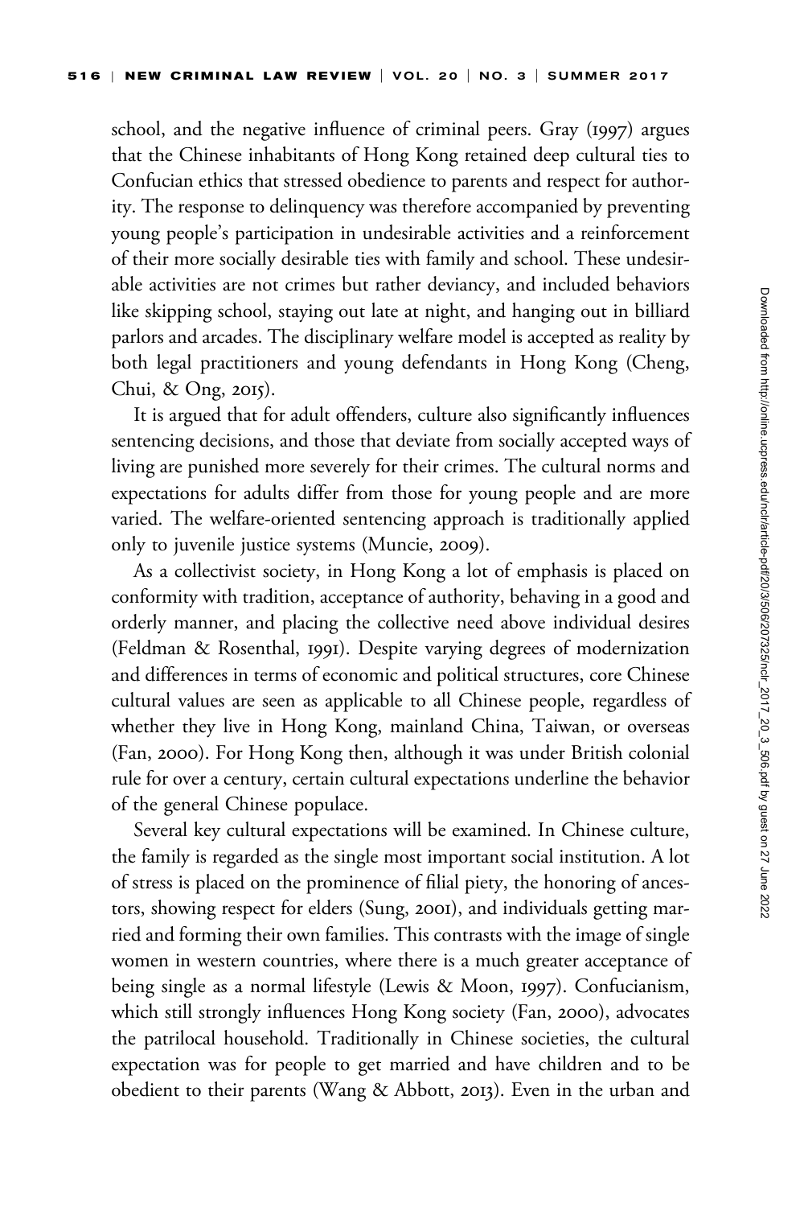school, and the negative influence of criminal peers. Gray (1997) argues that the Chinese inhabitants of Hong Kong retained deep cultural ties to Confucian ethics that stressed obedience to parents and respect for authority. The response to delinquency was therefore accompanied by preventing young people's participation in undesirable activities and a reinforcement of their more socially desirable ties with family and school. These undesirable activities are not crimes but rather deviancy, and included behaviors like skipping school, staying out late at night, and hanging out in billiard parlors and arcades. The disciplinary welfare model is accepted as reality by both legal practitioners and young defendants in Hong Kong (Cheng, Chui, & Ong, 2015).

It is argued that for adult offenders, culture also significantly influences sentencing decisions, and those that deviate from socially accepted ways of living are punished more severely for their crimes. The cultural norms and expectations for adults differ from those for young people and are more varied. The welfare-oriented sentencing approach is traditionally applied only to juvenile justice systems (Muncie, 2009).

As a collectivist society, in Hong Kong a lot of emphasis is placed on conformity with tradition, acceptance of authority, behaving in a good and orderly manner, and placing the collective need above individual desires (Feldman & Rosenthal, 1991). Despite varying degrees of modernization and differences in terms of economic and political structures, core Chinese cultural values are seen as applicable to all Chinese people, regardless of whether they live in Hong Kong, mainland China, Taiwan, or overseas (Fan, 2000). For Hong Kong then, although it was under British colonial rule for over a century, certain cultural expectations underline the behavior of the general Chinese populace.

Several key cultural expectations will be examined. In Chinese culture, the family is regarded as the single most important social institution. A lot of stress is placed on the prominence of filial piety, the honoring of ancestors, showing respect for elders (Sung, 2001), and individuals getting married and forming their own families. This contrasts with the image of single women in western countries, where there is a much greater acceptance of being single as a normal lifestyle (Lewis & Moon, 1997). Confucianism, which still strongly influences Hong Kong society (Fan, 2000), advocates the patrilocal household. Traditionally in Chinese societies, the cultural expectation was for people to get married and have children and to be obedient to their parents (Wang & Abbott, 2013). Even in the urban and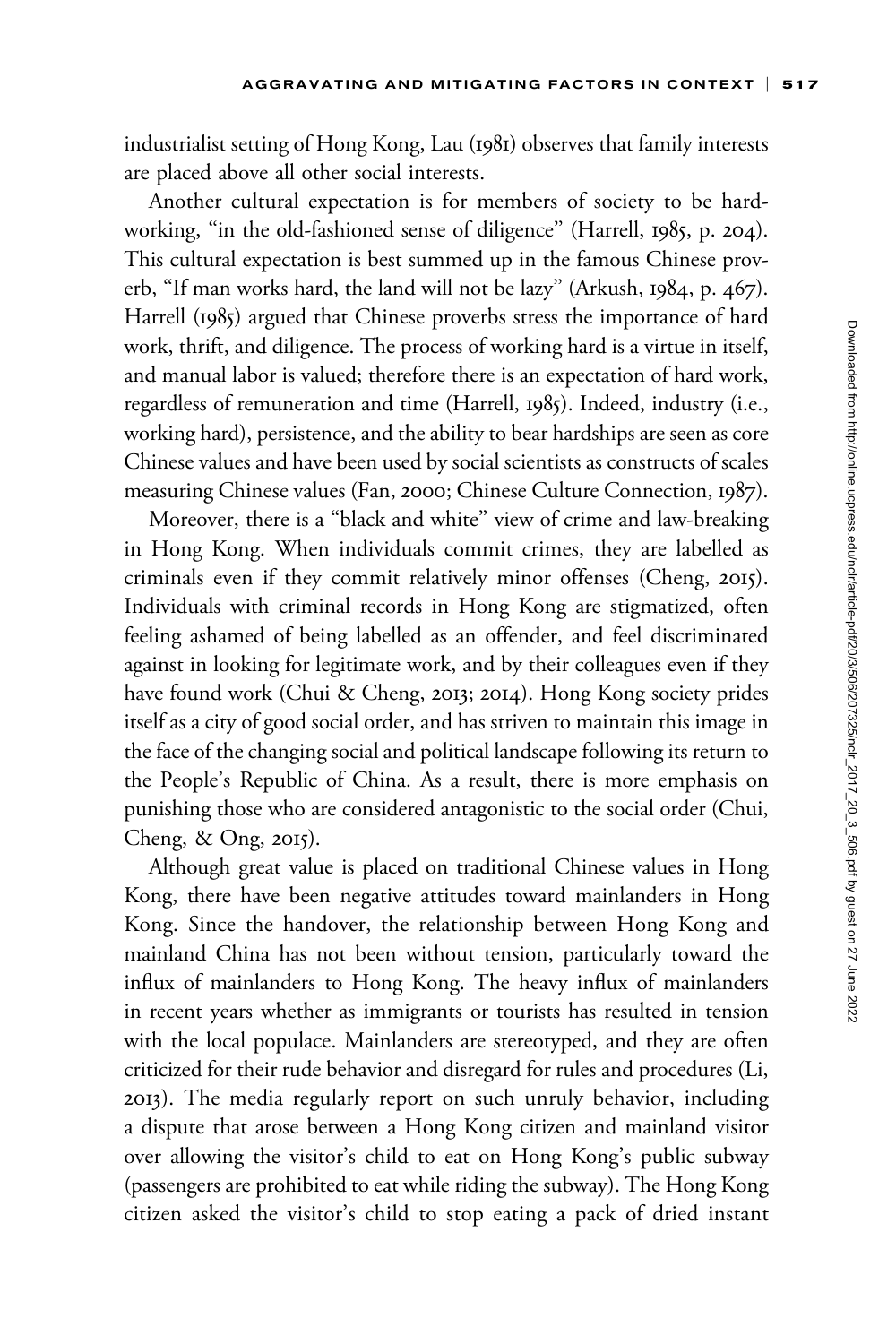industrialist setting of Hong Kong, Lau (1981) observes that family interests are placed above all other social interests.

Another cultural expectation is for members of society to be hard-working, "in the old-fashioned sense of diligence" (Harrell, 1985, p. 204). This cultural expectation is best summed up in the famous Chinese proverb, "If man works hard, the land will not be lazy" (Arkush, 1984, p. 467). Harrell (1985) argued that Chinese proverbs stress the importance of hard work, thrift, and diligence. The process of working hard is a virtue in itself, and manual labor is valued; therefore there is an expectation of hard work, regardless of remuneration and time (Harrell, 1985). Indeed, industry (i.e., working hard), persistence, and the ability to bear hardships are seen as core Chinese values and have been used by social scientists as constructs of scales measuring Chinese values (Fan, 2000; Chinese Culture Connection, 1987).

Moreover, there is a "black and white" view of crime and law-breaking in Hong Kong. When individuals commit crimes, they are labelled as criminals even if they commit relatively minor offenses (Cheng, 2015). Individuals with criminal records in Hong Kong are stigmatized, often feeling ashamed of being labelled as an offender, and feel discriminated against in looking for legitimate work, and by their colleagues even if they have found work (Chui & Cheng, 2013; 2014). Hong Kong society prides itself as a city of good social order, and has striven to maintain this image in the face of the changing social and political landscape following its return to the People's Republic of China. As a result, there is more emphasis on punishing those who are considered antagonistic to the social order (Chui, Cheng, & Ong, 2015).

Although great value is placed on traditional Chinese values in Hong Kong, there have been negative attitudes toward mainlanders in Hong Kong. Since the handover, the relationship between Hong Kong and mainland China has not been without tension, particularly toward the influx of mainlanders to Hong Kong. The heavy influx of mainlanders in recent years whether as immigrants or tourists has resulted in tension with the local populace. Mainlanders are stereotyped, and they are often criticized for their rude behavior and disregard for rules and procedures (Li, 2013). The media regularly report on such unruly behavior, including a dispute that arose between a Hong Kong citizen and mainland visitor over allowing the visitor's child to eat on Hong Kong's public subway (passengers are prohibited to eat while riding the subway). The Hong Kong citizen asked the visitor's child to stop eating a pack of dried instant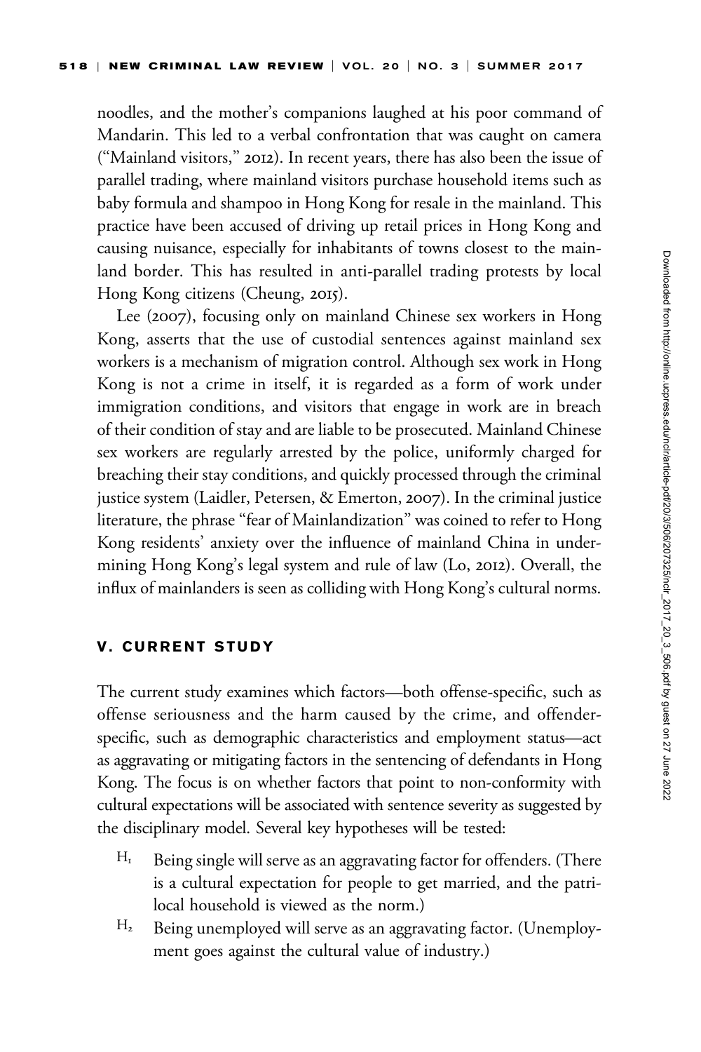noodles, and the mother's companions laughed at his poor command of Mandarin. This led to a verbal confrontation that was caught on camera ("Mainland visitors," 2012). In recent years, there has also been the issue of parallel trading, where mainland visitors purchase household items such as baby formula and shampoo in Hong Kong for resale in the mainland. This practice have been accused of driving up retail prices in Hong Kong and causing nuisance, especially for inhabitants of towns closest to the mainland border. This has resulted in anti-parallel trading protests by local Hong Kong citizens (Cheung, 2015).

Lee (2007), focusing only on mainland Chinese sex workers in Hong Kong, asserts that the use of custodial sentences against mainland sex workers is a mechanism of migration control. Although sex work in Hong Kong is not a crime in itself, it is regarded as a form of work under immigration conditions, and visitors that engage in work are in breach of their condition of stay and are liable to be prosecuted. Mainland Chinese sex workers are regularly arrested by the police, uniformly charged for breaching their stay conditions, and quickly processed through the criminal justice system (Laidler, Petersen, & Emerton, 2007). In the criminal justice literature, the phrase "fear of Mainlandization" was coined to refer to Hong Kong residents' anxiety over the influence of mainland China in undermining Hong Kong's legal system and rule of law (Lo, 2012). Overall, the influx of mainlanders is seen as colliding with Hong Kong's cultural norms.

## V. CURRENT STUDY

The current study examines which factors—both offense-specific, such as offense seriousness and the harm caused by the crime, and offender-specific, such as demographic characteristics and employment status—act as aggravating or mitigating factors in the sentencing of defendants in Hong Kong. The focus is on whether factors that point to non-conformity with cultural expectations will be associated with sentence severity as suggested by the disciplinary model. Several key hypotheses will be tested:

- $H_1$ Being single will serve as an aggravating factor for offenders. (There is a cultural expectation for people to get married, and the patrilocal household is viewed as the norm.)
- $H_2$ Being unemployed will serve as an aggravating factor. (Unemployment goes against the cultural value of industry.)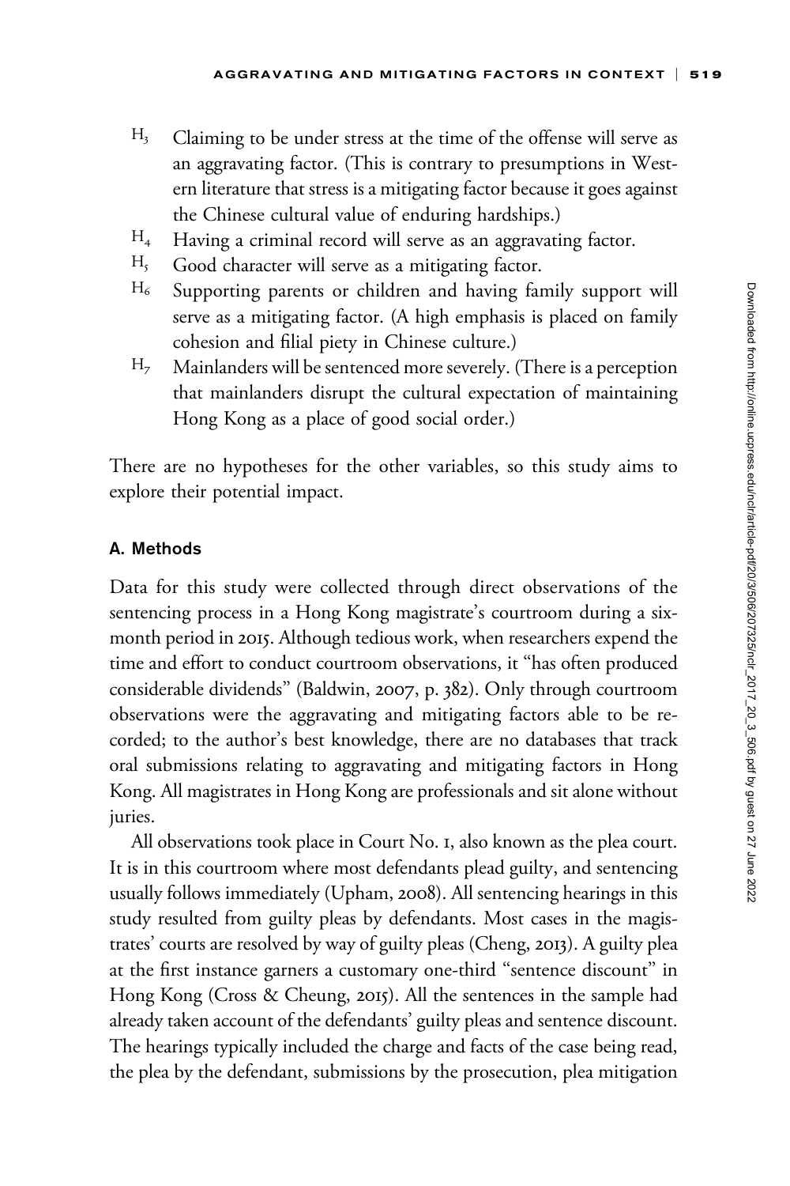- $H_3$ Claiming to be under stress at the time of the offense will serve as an aggravating factor. (This is contrary to presumptions in Western literature that stress is a mitigating factor because it goes against the Chinese cultural value of enduring hardships.)
- $H_4$ Having a criminal record will serve as an aggravating factor.
- $H_5$ Good character will serve as a mitigating factor.
- $H_6$ Supporting parents or children and having family support will serve as a mitigating factor. (A high emphasis is placed on family cohesion and filial piety in Chinese culture.)
- $H_7$ Mainlanders will be sentenced more severely. (There is a perception that mainlanders disrupt the cultural expectation of maintaining Hong Kong as a place of good social order.)

There are no hypotheses for the other variables, so this study aims to explore their potential impact.

### A. Methods

Data for this study were collected through direct observations of the sentencing process in a Hong Kong magistrate's courtroom during a six-month period in 2015. Although tedious work, when researchers expend the time and effort to conduct courtroom observations, it "has often produced considerable dividends" (Baldwin, 2007, p. 382). Only through courtroom observations were the aggravating and mitigating factors able to be recorded; to the author's best knowledge, there are no databases that track oral submissions relating to aggravating and mitigating factors in Hong Kong. All magistrates in Hong Kong are professionals and sit alone without juries.

All observations took place in Court No. 1, also known as the plea court. It is in this courtroom where most defendants plead guilty, and sentencing usually follows immediately (Upham, 2008). All sentencing hearings in this study resulted from guilty pleas by defendants. Most cases in the magistrates' courts are resolved by way of guilty pleas (Cheng, 2013). A guilty plea at the first instance garners a customary one-third "sentence discount" in Hong Kong (Cross & Cheung, 2015). All the sentences in the sample had already taken account of the defendants' guilty pleas and sentence discount. The hearings typically included the charge and facts of the case being read, the plea by the defendant, submissions by the prosecution, plea mitigation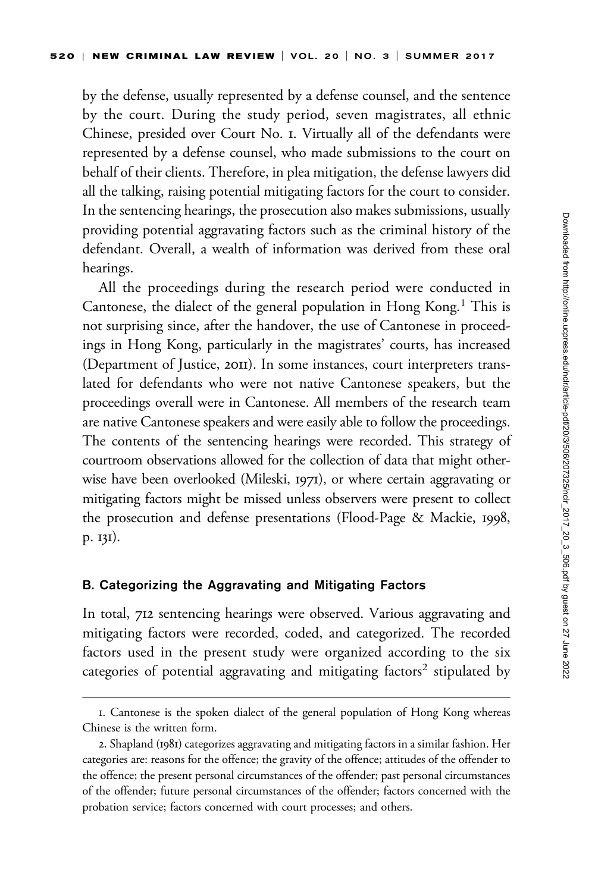by the defense, usually represented by a defense counsel, and the sentence by the court. During the study period, seven magistrates, all ethnic Chinese, presided over Court No. 1. Virtually all of the defendants were represented by a defense counsel, who made submissions to the court on behalf of their clients. Therefore, in plea mitigation, the defense lawyers did all the talking, raising potential mitigating factors for the court to consider. In the sentencing hearings, the prosecution also makes submissions, usually providing potential aggravating factors such as the criminal history of the defendant. Overall, a wealth of information was derived from these oral hearings.

All the proceedings during the research period were conducted in Cantonese, the dialect of the general population in Hong Kong.[1] This is not surprising since, after the handover, the use of Cantonese in proceedings in Hong Kong, particularly in the magistrates' courts, has increased (Department of Justice, 2011). In some instances, court interpreters translated for defendants who were not native Cantonese speakers, but the proceedings overall were in Cantonese. All members of the research team are native Cantonese speakers and were easily able to follow the proceedings. The contents of the sentencing hearings were recorded. This strategy of courtroom observations allowed for the collection of data that might otherwise have been overlooked (Mileski, 1971), or where certain aggravating or mitigating factors might be missed unless observers were present to collect the prosecution and defense presentations (Flood-Page & Mackie, 1998, p. 131).

### B. Categorizing the Aggravating and Mitigating Factors

In total, 712 sentencing hearings were observed. Various aggravating and mitigating factors were recorded, coded, and categorized. The recorded factors used in the present study were organized according to the six categories of potential aggravating and mitigating factors[2] stipulated by

---

1. Cantonese is the spoken dialect of the general population of Hong Kong whereas Chinese is the written form.

2. Shapland (1981) categorizes aggravating and mitigating factors in a similar fashion. Her categories are: reasons for the offence; the gravity of the offence; attitudes of the offender to the offence; the present personal circumstances of the offender; past personal circumstances of the offender; future personal circumstances of the offender; factors concerned with the probation service; factors concerned with court processes; and others.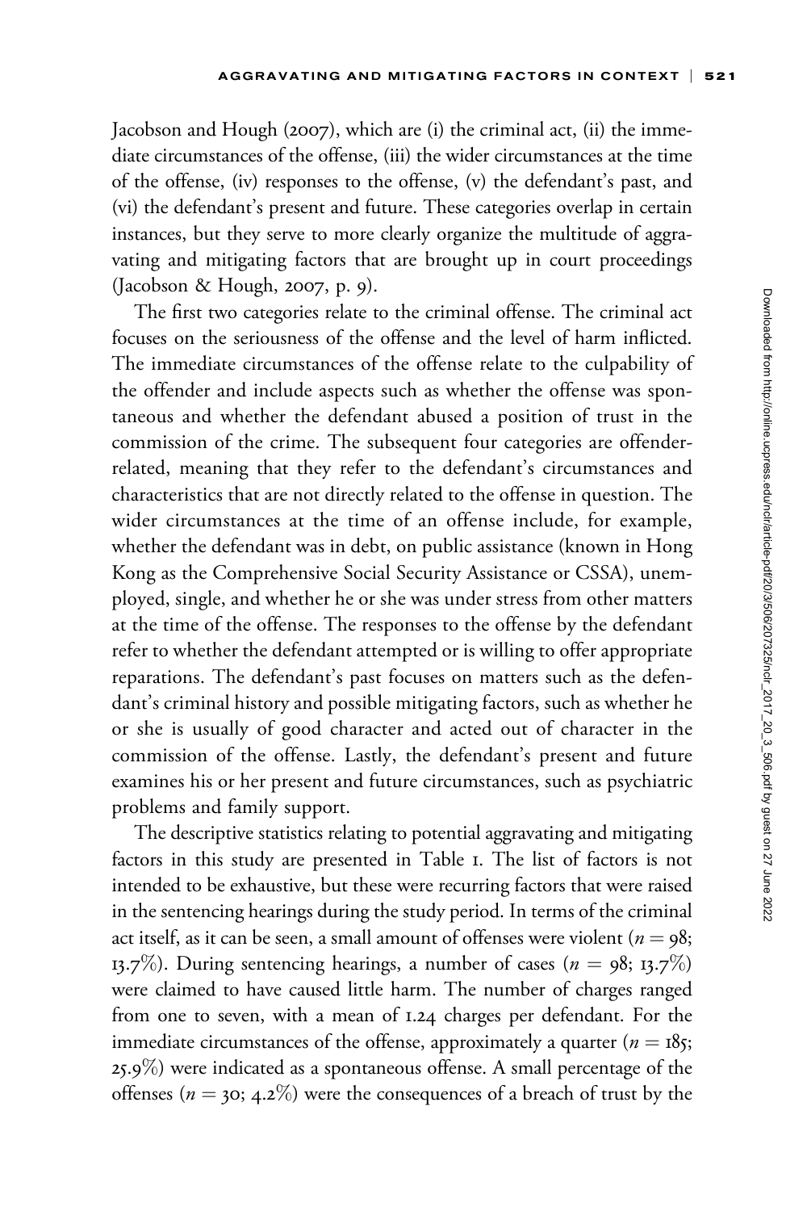Jacobson and Hough (2007), which are (i) the criminal act, (ii) the immediate circumstances of the offense, (iii) the wider circumstances at the time of the offense, (iv) responses to the offense, (v) the defendant's past, and (vi) the defendant's present and future. These categories overlap in certain instances, but they serve to more clearly organize the multitude of aggravating and mitigating factors that are brought up in court proceedings (Jacobson & Hough, 2007, p. 9).

The first two categories relate to the criminal offense. The criminal act focuses on the seriousness of the offense and the level of harm inflicted. The immediate circumstances of the offense relate to the culpability of the offender and include aspects such as whether the offense was spontaneous and whether the defendant abused a position of trust in the commission of the crime. The subsequent four categories are offender-related, meaning that they refer to the defendant's circumstances and characteristics that are not directly related to the offense in question. The wider circumstances at the time of an offense include, for example, whether the defendant was in debt, on public assistance (known in Hong Kong as the Comprehensive Social Security Assistance or CSSA), unemployed, single, and whether he or she was under stress from other matters at the time of the offense. The responses to the offense by the defendant refer to whether the defendant attempted or is willing to offer appropriate reparations. The defendant's past focuses on matters such as the defendant's criminal history and possible mitigating factors, such as whether he or she is usually of good character and acted out of character in the commission of the offense. Lastly, the defendant's present and future examines his or her present and future circumstances, such as psychiatric problems and family support.

The descriptive statistics relating to potential aggravating and mitigating factors in this study are presented in Table 1. The list of factors is not intended to be exhaustive, but these were recurring factors that were raised in the sentencing hearings during the study period. In terms of the criminal act itself, as it can be seen, a small amount of offenses were violent ($n = 98$; 13.7%). During sentencing hearings, a number of cases ($n = 98$; 13.7%) were claimed to have caused little harm. The number of charges ranged from one to seven, with a mean of 1.24 charges per defendant. For the immediate circumstances of the offense, approximately a quarter ($n = 185$; 25.9%) were indicated as a spontaneous offense. A small percentage of the offenses ($n = 30$; 4.2%) were the consequences of a breach of trust by the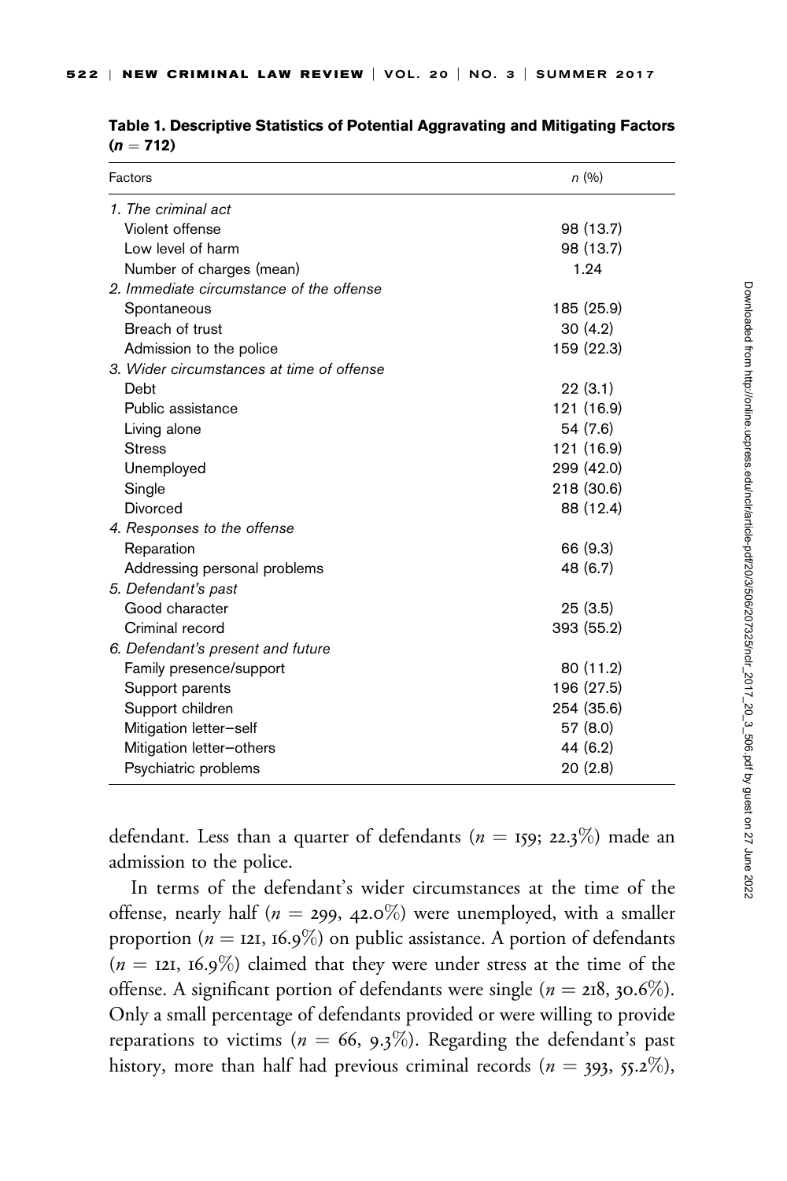**Table 1. Descriptive Statistics of Potential Aggravating and Mitigating Factors ($n = 712$)**

| Factors | $n$ (%) |
|---|---|
| *1. The criminal act* | |
| Violent offense | 98 (13.7) |
| Low level of harm | 98 (13.7) |
| Number of charges (mean) | 1.24 |
| *2. Immediate circumstance of the offense* | |
| Spontaneous | 185 (25.9) |
| Breach of trust | 30 (4.2) |
| Admission to the police | 159 (22.3) |
| *3. Wider circumstances at time of offense* | |
| Debt | 22 (3.1) |
| Public assistance | 121 (16.9) |
| Living alone | 54 (7.6) |
| Stress | 121 (16.9) |
| Unemployed | 299 (42.0) |
| Single | 218 (30.6) |
| Divorced | 88 (12.4) |
| *4. Responses to the offense* | |
| Reparation | 66 (9.3) |
| Addressing personal problems | 48 (6.7) |
| *5. Defendant's past* | |
| Good character | 25 (3.5) |
| Criminal record | 393 (55.2) |
| *6. Defendant's present and future* | |
| Family presence/support | 80 (11.2) |
| Support parents | 196 (27.5) |
| Support children | 254 (35.6) |
| Mitigation letter–self | 57 (8.0) |
| Mitigation letter–others | 44 (6.2) |
| Psychiatric problems | 20 (2.8) |

defendant. Less than a quarter of defendants ($n = 159$; 22.3%) made an admission to the police.

In terms of the defendant's wider circumstances at the time of the offense, nearly half ($n = 299$, 42.0%) were unemployed, with a smaller proportion ($n = 121$, 16.9%) on public assistance. A portion of defendants ($n = 121$, 16.9%) claimed that they were under stress at the time of the offense. A significant portion of defendants were single ($n = 218$, 30.6%). Only a small percentage of defendants provided or were willing to provide reparations to victims ($n = 66$, 9.3%). Regarding the defendant's past history, more than half had previous criminal records ($n = 393$, 55.2%),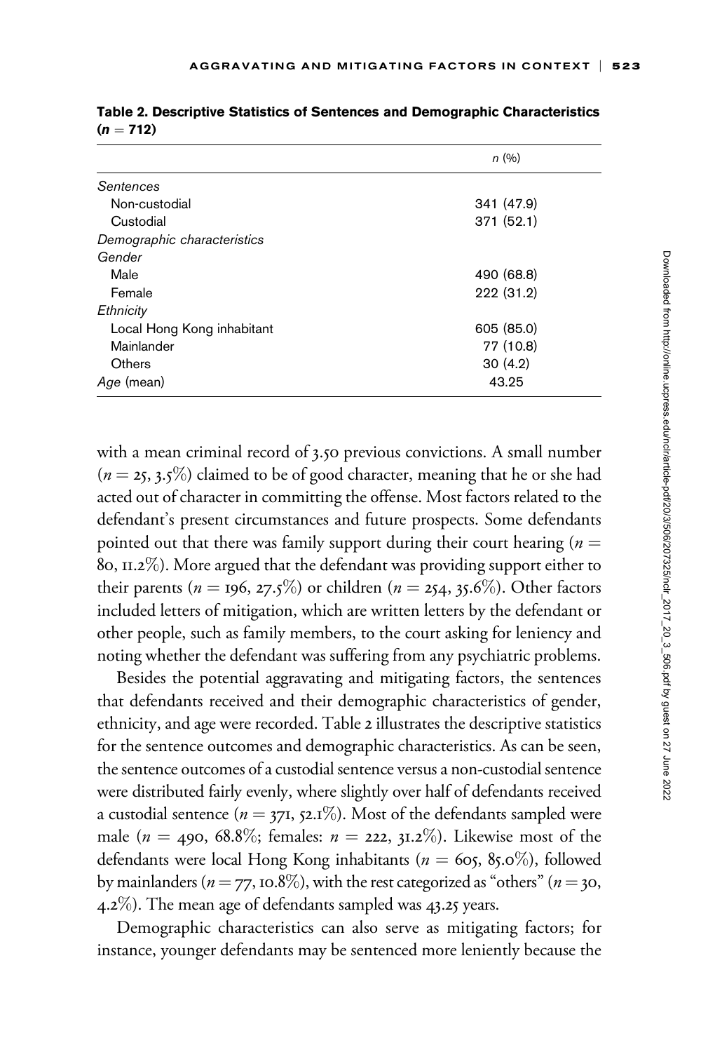**Table 2. Descriptive Statistics of Sentences and Demographic Characteristics ($n$ = 712)**

| | $n$ (%) |
|---|---|
| *Sentences* | |
| Non-custodial | 341 (47.9) |
| Custodial | 371 (52.1) |
| *Demographic characteristics* | |
| *Gender* | |
| Male | 490 (68.8) |
| Female | 222 (31.2) |
| *Ethnicity* | |
| Local Hong Kong inhabitant | 605 (85.0) |
| Mainlander | 77 (10.8) |
| Others | 30 (4.2) |
| *Age* (mean) | 43.25 |

with a mean criminal record of 3.50 previous convictions. A small number ($n$ = 25, 3.5%) claimed to be of good character, meaning that he or she had acted out of character in committing the offense. Most factors related to the defendant's present circumstances and future prospects. Some defendants pointed out that there was family support during their court hearing ($n$ = 80, 11.2%). More argued that the defendant was providing support either to their parents ($n$ = 196, 27.5%) or children ($n$ = 254, 35.6%). Other factors included letters of mitigation, which are written letters by the defendant or other people, such as family members, to the court asking for leniency and noting whether the defendant was suffering from any psychiatric problems.

Besides the potential aggravating and mitigating factors, the sentences that defendants received and their demographic characteristics of gender, ethnicity, and age were recorded. Table 2 illustrates the descriptive statistics for the sentence outcomes and demographic characteristics. As can be seen, the sentence outcomes of a custodial sentence versus a non-custodial sentence were distributed fairly evenly, where slightly over half of defendants received a custodial sentence ($n$ = 371, 52.1%). Most of the defendants sampled were male ($n$ = 490, 68.8%; females: $n$ = 222, 31.2%). Likewise most of the defendants were local Hong Kong inhabitants ($n$ = 605, 85.0%), followed by mainlanders ($n$ = 77, 10.8%), with the rest categorized as "others" ($n$ = 30, 4.2%). The mean age of defendants sampled was 43.25 years.

Demographic characteristics can also serve as mitigating factors; for instance, younger defendants may be sentenced more leniently because the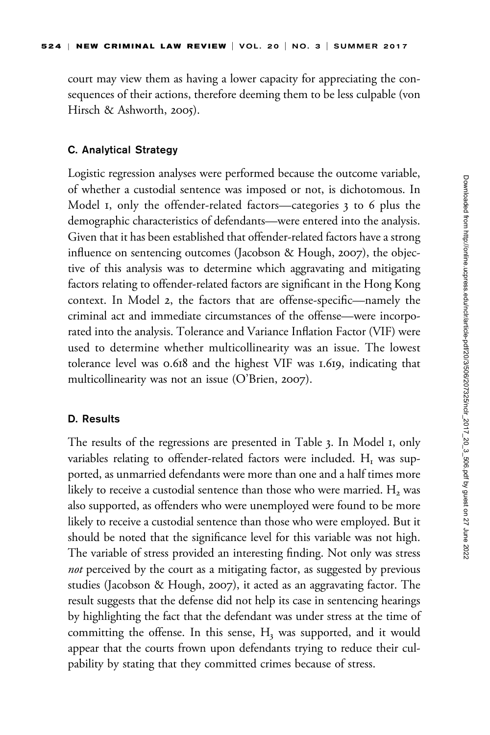court may view them as having a lower capacity for appreciating the consequences of their actions, therefore deeming them to be less culpable (von Hirsch & Ashworth, 2005).

### C. Analytical Strategy

Logistic regression analyses were performed because the outcome variable, of whether a custodial sentence was imposed or not, is dichotomous. In Model 1, only the offender-related factors—categories 3 to 6 plus the demographic characteristics of defendants—were entered into the analysis. Given that it has been established that offender-related factors have a strong influence on sentencing outcomes (Jacobson & Hough, 2007), the objective of this analysis was to determine which aggravating and mitigating factors relating to offender-related factors are significant in the Hong Kong context. In Model 2, the factors that are offense-specific—namely the criminal act and immediate circumstances of the offense—were incorporated into the analysis. Tolerance and Variance Inflation Factor (VIF) were used to determine whether multicollinearity was an issue. The lowest tolerance level was 0.618 and the highest VIF was 1.619, indicating that multicollinearity was not an issue (O'Brien, 2007).

### D. Results

The results of the regressions are presented in Table 3. In Model 1, only variables relating to offender-related factors were included. $H_1$ was supported, as unmarried defendants were more than one and a half times more likely to receive a custodial sentence than those who were married. $H_2$ was also supported, as offenders who were unemployed were found to be more likely to receive a custodial sentence than those who were employed. But it should be noted that the significance level for this variable was not high. The variable of stress provided an interesting finding. Not only was stress *not* perceived by the court as a mitigating factor, as suggested by previous studies (Jacobson & Hough, 2007), it acted as an aggravating factor. The result suggests that the defense did not help its case in sentencing hearings by highlighting the fact that the defendant was under stress at the time of committing the offense. In this sense, $H_3$ was supported, and it would appear that the courts frown upon defendants trying to reduce their culpability by stating that they committed crimes because of stress.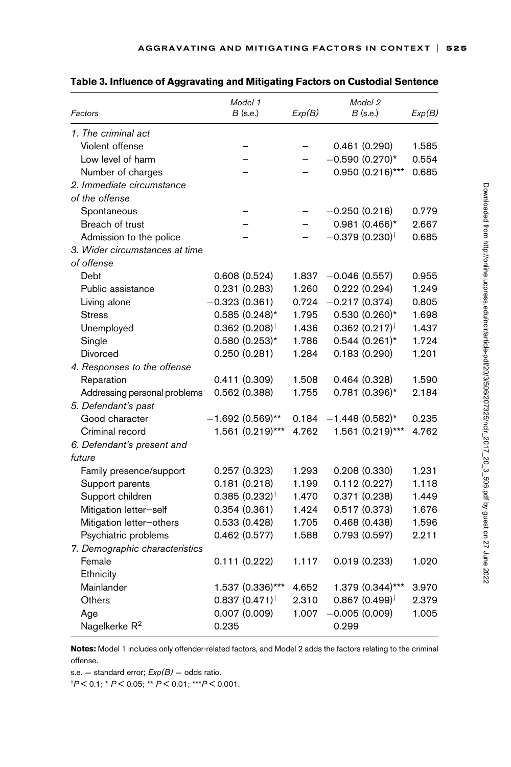**Table 3. Influence of Aggravating and Mitigating Factors on Custodial Sentence**

| *Factors* | *Model 1* $B$ (s.e.) | $Exp(B)$ | *Model 2* $B$ (s.e.) | $Exp(B)$ |
|---|---|---|---|---|
| *1. The criminal act* | | | | |
| Violent offense | – | – | 0.461 (0.290) | 1.585 |
| Low level of harm | – | – | −0.590 (0.270)* | 0.554 |
| Number of charges | – | – | 0.950 (0.216)*** | 0.685 |
| *2. Immediate circumstance of the offense* | | | | |
| Spontaneous | – | – | −0.250 (0.216) | 0.779 |
| Breach of trust | – | – | 0.981 (0.466)* | 2.667 |
| Admission to the police | – | – | −0.379 (0.230)† | 0.685 |
| *3. Wider circumstances at time of offense* | | | | |
| Debt | 0.608 (0.524) | 1.837 | −0.046 (0.557) | 0.955 |
| Public assistance | 0.231 (0.283) | 1.260 | 0.222 (0.294) | 1.249 |
| Living alone | −0.323 (0.361) | 0.724 | −0.217 (0.374) | 0.805 |
| Stress | 0.585 (0.248)* | 1.795 | 0.530 (0.260)* | 1.698 |
| Unemployed | 0.362 (0.208)† | 1.436 | 0.362 (0.217)† | 1.437 |
| Single | 0.580 (0.253)* | 1.786 | 0.544 (0.261)* | 1.724 |
| Divorced | 0.250 (0.281) | 1.284 | 0.183 (0.290) | 1.201 |
| *4. Responses to the offense* | | | | |
| Reparation | 0.411 (0.309) | 1.508 | 0.464 (0.328) | 1.590 |
| Addressing personal problems | 0.562 (0.388) | 1.755 | 0.781 (0.396)* | 2.184 |
| *5. Defendant's past* | | | | |
| Good character | −1.692 (0.569)** | 0.184 | −1.448 (0.582)* | 0.235 |
| Criminal record | 1.561 (0.219)*** | 4.762 | 1.561 (0.219)*** | 4.762 |
| *6. Defendant's present and future* | | | | |
| Family presence/support | 0.257 (0.323) | 1.293 | 0.208 (0.330) | 1.231 |
| Support parents | 0.181 (0.218) | 1.199 | 0.112 (0.227) | 1.118 |
| Support children | 0.385 (0.232)† | 1.470 | 0.371 (0.238) | 1.449 |
| Mitigation letter–self | 0.354 (0.361) | 1.424 | 0.517 (0.373) | 1.676 |
| Mitigation letter–others | 0.533 (0.428) | 1.705 | 0.468 (0.438) | 1.596 |
| Psychiatric problems | 0.462 (0.577) | 1.588 | 0.793 (0.597) | 2.211 |
| *7. Demographic characteristics* | | | | |
| Female | 0.111 (0.222) | 1.117 | 0.019 (0.233) | 1.020 |
| Ethnicity | | | | |
| Mainlander | 1.537 (0.336)*** | 4.652 | 1.379 (0.344)*** | 3.970 |
| Others | 0.837 (0.471)† | 2.310 | 0.867 (0.499)† | 2.379 |
| Age | 0.007 (0.009) | 1.007 | −0.005 (0.009) | 1.005 |
| Nagelkerke $R^2$ | 0.235 | | 0.299 | |

**Notes:** Model 1 includes only offender-related factors, and Model 2 adds the factors relating to the criminal offense.

s.e. = standard error; $Exp(B)$ = odds ratio.

†$P < 0.1$; * $P < 0.05$; ** $P < 0.01$; ***$P < 0.001$.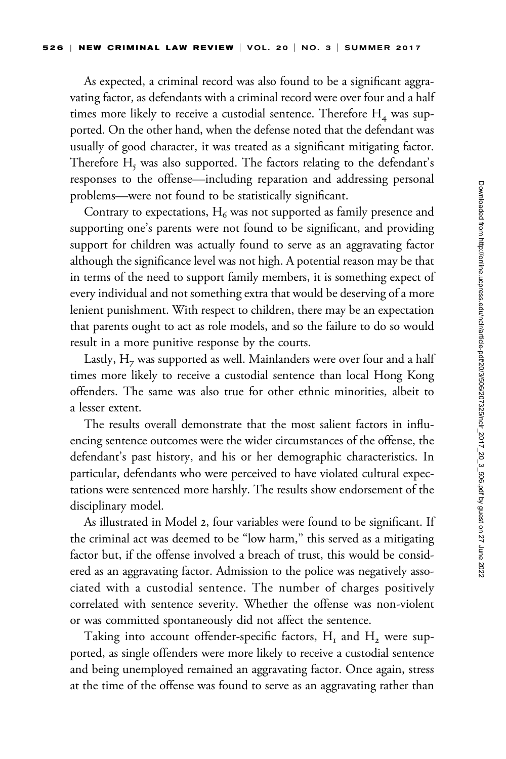As expected, a criminal record was also found to be a significant aggravating factor, as defendants with a criminal record were over four and a half times more likely to receive a custodial sentence. Therefore $H_4$ was supported. On the other hand, when the defense noted that the defendant was usually of good character, it was treated as a significant mitigating factor. Therefore $H_5$ was also supported. The factors relating to the defendant's responses to the offense—including reparation and addressing personal problems—were not found to be statistically significant.

Contrary to expectations, $H_6$ was not supported as family presence and supporting one's parents were not found to be significant, and providing support for children was actually found to serve as an aggravating factor although the significance level was not high. A potential reason may be that in terms of the need to support family members, it is something expect of every individual and not something extra that would be deserving of a more lenient punishment. With respect to children, there may be an expectation that parents ought to act as role models, and so the failure to do so would result in a more punitive response by the courts.

Lastly, $H_7$ was supported as well. Mainlanders were over four and a half times more likely to receive a custodial sentence than local Hong Kong offenders. The same was also true for other ethnic minorities, albeit to a lesser extent.

The results overall demonstrate that the most salient factors in influencing sentence outcomes were the wider circumstances of the offense, the defendant's past history, and his or her demographic characteristics. In particular, defendants who were perceived to have violated cultural expectations were sentenced more harshly. The results show endorsement of the disciplinary model.

As illustrated in Model 2, four variables were found to be significant. If the criminal act was deemed to be "low harm," this served as a mitigating factor but, if the offense involved a breach of trust, this would be considered as an aggravating factor. Admission to the police was negatively associated with a custodial sentence. The number of charges positively correlated with sentence severity. Whether the offense was non-violent or was committed spontaneously did not affect the sentence.

Taking into account offender-specific factors, $H_1$ and $H_2$ were supported, as single offenders were more likely to receive a custodial sentence and being unemployed remained an aggravating factor. Once again, stress at the time of the offense was found to serve as an aggravating rather than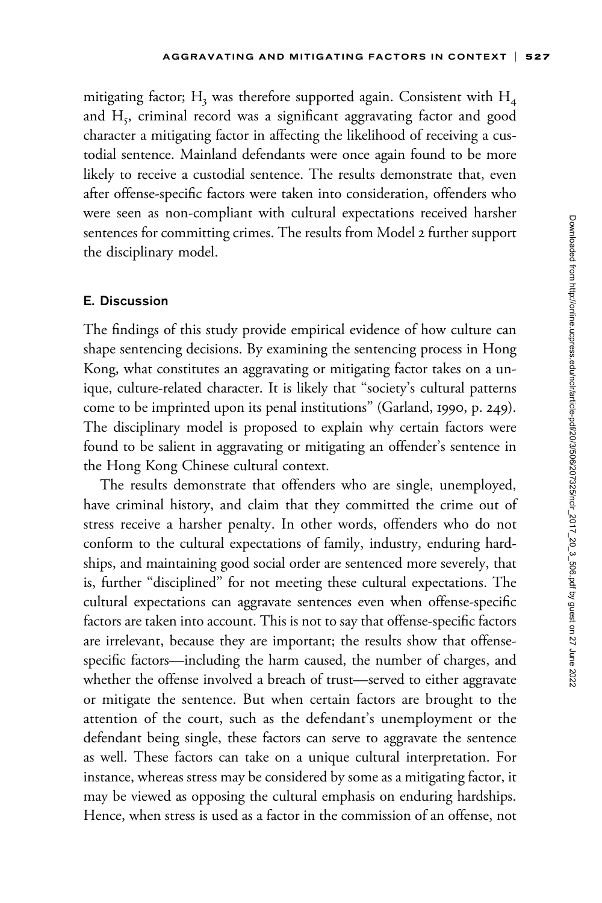mitigating factor; $H_3$ was therefore supported again. Consistent with $H_4$ and $H_5$, criminal record was a significant aggravating factor and good character a mitigating factor in affecting the likelihood of receiving a custodial sentence. Mainland defendants were once again found to be more likely to receive a custodial sentence. The results demonstrate that, even after offense-specific factors were taken into consideration, offenders who were seen as non-compliant with cultural expectations received harsher sentences for committing crimes. The results from Model 2 further support the disciplinary model.

### E. Discussion

The findings of this study provide empirical evidence of how culture can shape sentencing decisions. By examining the sentencing process in Hong Kong, what constitutes an aggravating or mitigating factor takes on a unique, culture-related character. It is likely that "society's cultural patterns come to be imprinted upon its penal institutions" (Garland, 1990, p. 249). The disciplinary model is proposed to explain why certain factors were found to be salient in aggravating or mitigating an offender's sentence in the Hong Kong Chinese cultural context.

The results demonstrate that offenders who are single, unemployed, have criminal history, and claim that they committed the crime out of stress receive a harsher penalty. In other words, offenders who do not conform to the cultural expectations of family, industry, enduring hardships, and maintaining good social order are sentenced more severely, that is, further "disciplined" for not meeting these cultural expectations. The cultural expectations can aggravate sentences even when offense-specific factors are taken into account. This is not to say that offense-specific factors are irrelevant, because they are important; the results show that offense-specific factors—including the harm caused, the number of charges, and whether the offense involved a breach of trust—served to either aggravate or mitigate the sentence. But when certain factors are brought to the attention of the court, such as the defendant's unemployment or the defendant being single, these factors can serve to aggravate the sentence as well. These factors can take on a unique cultural interpretation. For instance, whereas stress may be considered by some as a mitigating factor, it may be viewed as opposing the cultural emphasis on enduring hardships. Hence, when stress is used as a factor in the commission of an offense, not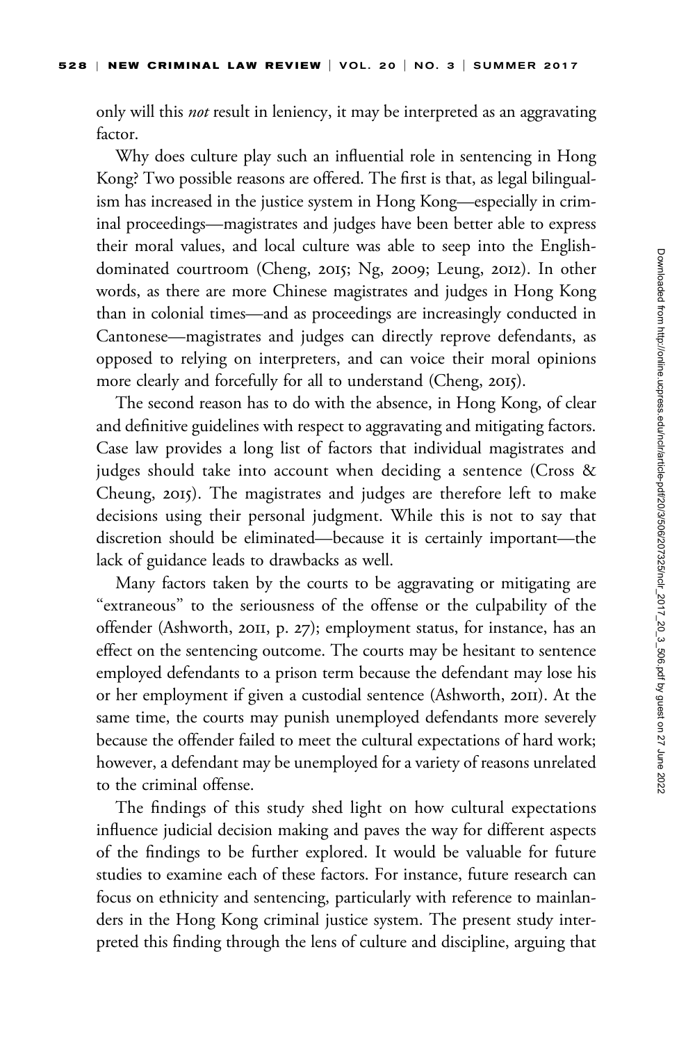only will this *not* result in leniency, it may be interpreted as an aggravating factor.

Why does culture play such an influential role in sentencing in Hong Kong? Two possible reasons are offered. The first is that, as legal bilingualism has increased in the justice system in Hong Kong—especially in criminal proceedings—magistrates and judges have been better able to express their moral values, and local culture was able to seep into the English-dominated courtroom (Cheng, 2015; Ng, 2009; Leung, 2012). In other words, as there are more Chinese magistrates and judges in Hong Kong than in colonial times—and as proceedings are increasingly conducted in Cantonese—magistrates and judges can directly reprove defendants, as opposed to relying on interpreters, and can voice their moral opinions more clearly and forcefully for all to understand (Cheng, 2015).

The second reason has to do with the absence, in Hong Kong, of clear and definitive guidelines with respect to aggravating and mitigating factors. Case law provides a long list of factors that individual magistrates and judges should take into account when deciding a sentence (Cross & Cheung, 2015). The magistrates and judges are therefore left to make decisions using their personal judgment. While this is not to say that discretion should be eliminated—because it is certainly important—the lack of guidance leads to drawbacks as well.

Many factors taken by the courts to be aggravating or mitigating are "extraneous" to the seriousness of the offense or the culpability of the offender (Ashworth, 2011, p. 27); employment status, for instance, has an effect on the sentencing outcome. The courts may be hesitant to sentence employed defendants to a prison term because the defendant may lose his or her employment if given a custodial sentence (Ashworth, 2011). At the same time, the courts may punish unemployed defendants more severely because the offender failed to meet the cultural expectations of hard work; however, a defendant may be unemployed for a variety of reasons unrelated to the criminal offense.

The findings of this study shed light on how cultural expectations influence judicial decision making and paves the way for different aspects of the findings to be further explored. It would be valuable for future studies to examine each of these factors. For instance, future research can focus on ethnicity and sentencing, particularly with reference to mainlanders in the Hong Kong criminal justice system. The present study interpreted this finding through the lens of culture and discipline, arguing that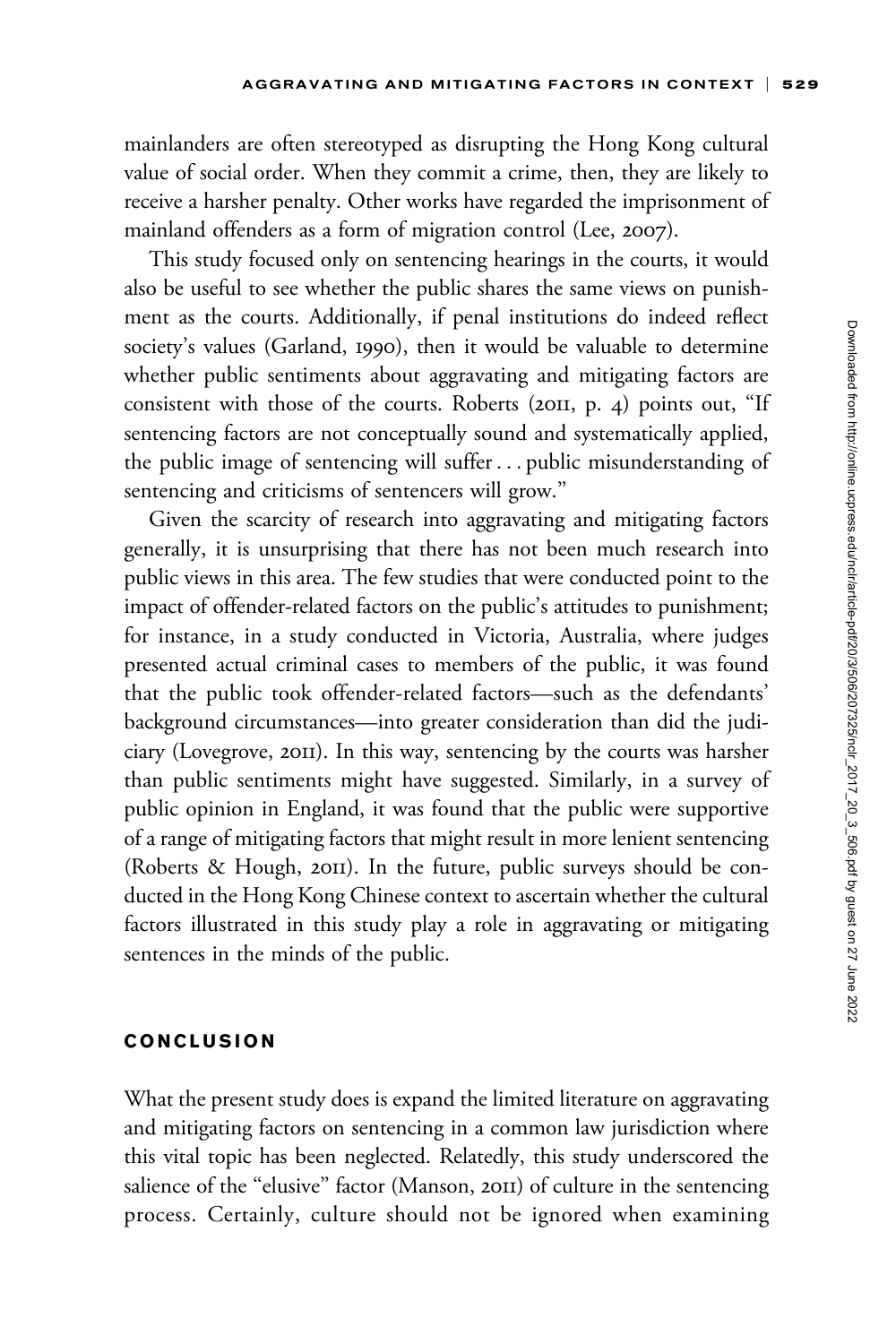mainlanders are often stereotyped as disrupting the Hong Kong cultural value of social order. When they commit a crime, then, they are likely to receive a harsher penalty. Other works have regarded the imprisonment of mainland offenders as a form of migration control (Lee, 2007).

This study focused only on sentencing hearings in the courts, it would also be useful to see whether the public shares the same views on punishment as the courts. Additionally, if penal institutions do indeed reflect society's values (Garland, 1990), then it would be valuable to determine whether public sentiments about aggravating and mitigating factors are consistent with those of the courts. Roberts (2011, p. 4) points out, "If sentencing factors are not conceptually sound and systematically applied, the public image of sentencing will suffer . . . public misunderstanding of sentencing and criticisms of sentencers will grow."

Given the scarcity of research into aggravating and mitigating factors generally, it is unsurprising that there has not been much research into public views in this area. The few studies that were conducted point to the impact of offender-related factors on the public's attitudes to punishment; for instance, in a study conducted in Victoria, Australia, where judges presented actual criminal cases to members of the public, it was found that the public took offender-related factors—such as the defendants' background circumstances—into greater consideration than did the judiciary (Lovegrove, 2011). In this way, sentencing by the courts was harsher than public sentiments might have suggested. Similarly, in a survey of public opinion in England, it was found that the public were supportive of a range of mitigating factors that might result in more lenient sentencing (Roberts & Hough, 2011). In the future, public surveys should be conducted in the Hong Kong Chinese context to ascertain whether the cultural factors illustrated in this study play a role in aggravating or mitigating sentences in the minds of the public.

## CONCLUSION

What the present study does is expand the limited literature on aggravating and mitigating factors on sentencing in a common law jurisdiction where this vital topic has been neglected. Relatedly, this study underscored the salience of the "elusive" factor (Manson, 2011) of culture in the sentencing process. Certainly, culture should not be ignored when examining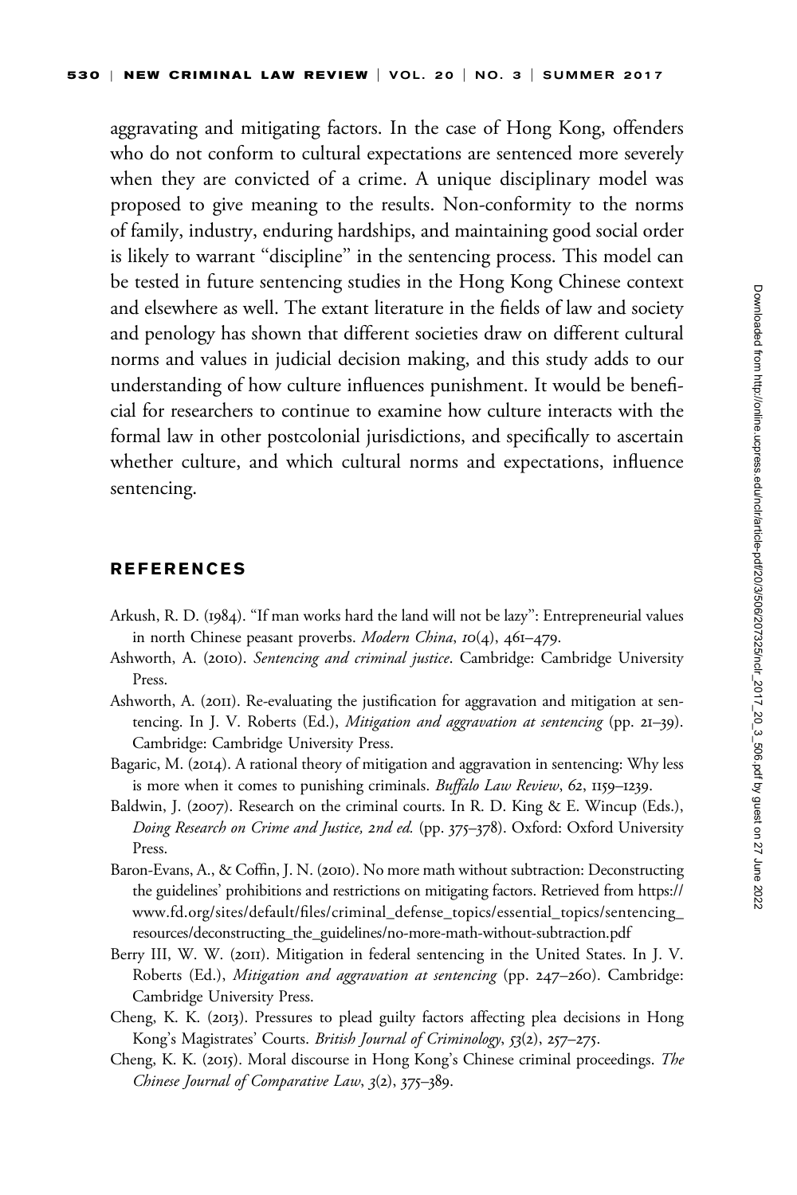aggravating and mitigating factors. In the case of Hong Kong, offenders who do not conform to cultural expectations are sentenced more severely when they are convicted of a crime. A unique disciplinary model was proposed to give meaning to the results. Non-conformity to the norms of family, industry, enduring hardships, and maintaining good social order is likely to warrant "discipline" in the sentencing process. This model can be tested in future sentencing studies in the Hong Kong Chinese context and elsewhere as well. The extant literature in the fields of law and society and penology has shown that different societies draw on different cultural norms and values in judicial decision making, and this study adds to our understanding of how culture influences punishment. It would be beneficial for researchers to continue to examine how culture interacts with the formal law in other postcolonial jurisdictions, and specifically to ascertain whether culture, and which cultural norms and expectations, influence sentencing.

## REFERENCES

Arkush, R. D. (1984). "If man works hard the land will not be lazy": Entrepreneurial values in north Chinese peasant proverbs. *Modern China*, *10*(4), 461–479.

Ashworth, A. (2010). *Sentencing and criminal justice*. Cambridge: Cambridge University Press.

Ashworth, A. (2011). Re-evaluating the justification for aggravation and mitigation at sentencing. In J. V. Roberts (Ed.), *Mitigation and aggravation at sentencing* (pp. 21–39). Cambridge: Cambridge University Press.

Bagaric, M. (2014). A rational theory of mitigation and aggravation in sentencing: Why less is more when it comes to punishing criminals. *Buffalo Law Review*, *62*, 1159–1239.

Baldwin, J. (2007). Research on the criminal courts. In R. D. King & E. Wincup (Eds.), *Doing Research on Crime and Justice, 2nd ed.* (pp. 375–378). Oxford: Oxford University Press.

Baron-Evans, A., & Coffin, J. N. (2010). No more math without subtraction: Deconstructing the guidelines' prohibitions and restrictions on mitigating factors. Retrieved from https://www.fd.org/sites/default/files/criminal_defense_topics/essential_topics/sentencing_resources/deconstructing_the_guidelines/no-more-math-without-subtraction.pdf

Berry III, W. W. (2011). Mitigation in federal sentencing in the United States. In J. V. Roberts (Ed.), *Mitigation and aggravation at sentencing* (pp. 247–260). Cambridge: Cambridge University Press.

Cheng, K. K. (2013). Pressures to plead guilty factors affecting plea decisions in Hong Kong's Magistrates' Courts. *British Journal of Criminology*, *53*(2), 257–275.

Cheng, K. K. (2015). Moral discourse in Hong Kong's Chinese criminal proceedings. *The Chinese Journal of Comparative Law*, *3*(2), 375–389.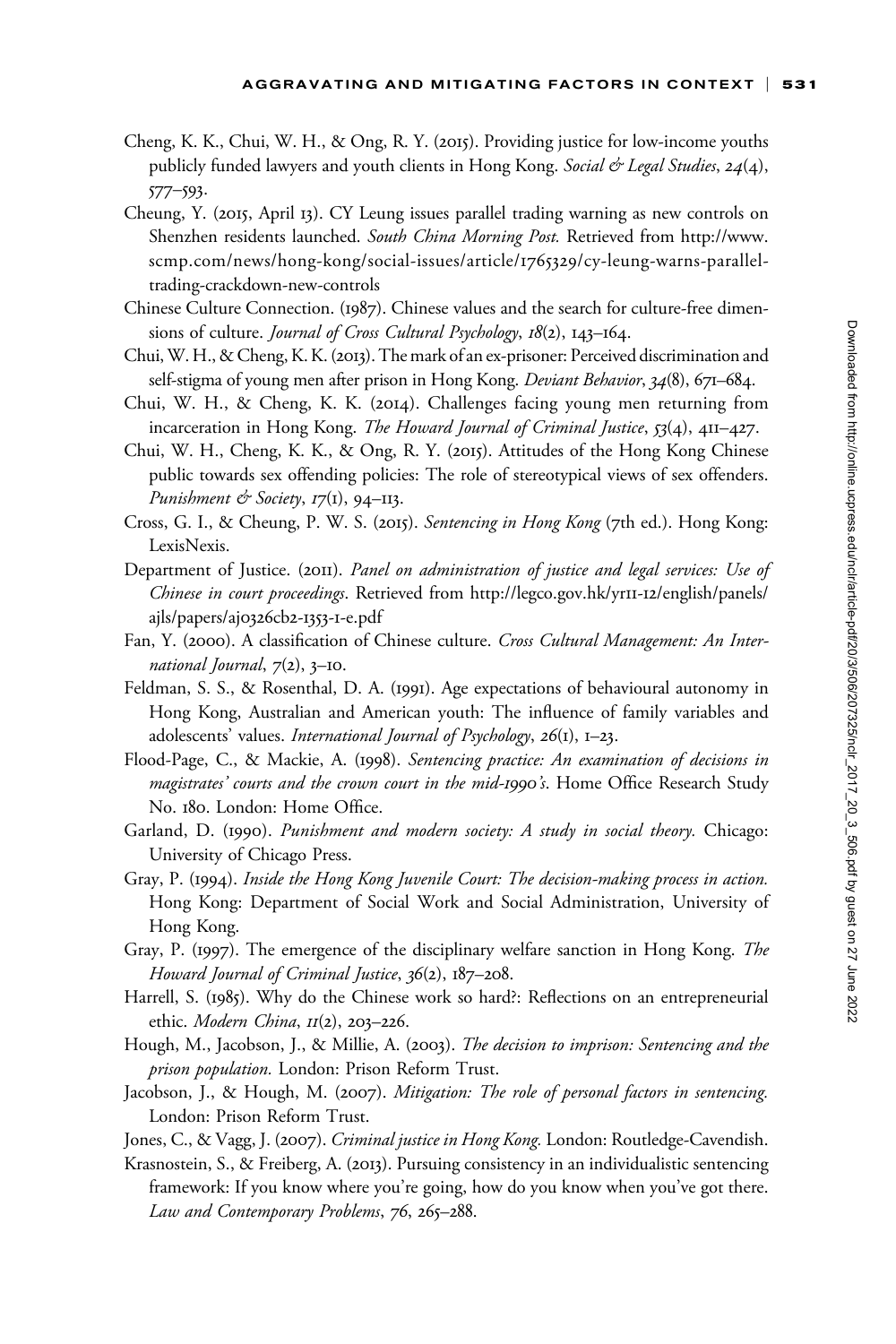Cheng, K. K., Chui, W. H., & Ong, R. Y. (2015). Providing justice for low-income youths publicly funded lawyers and youth clients in Hong Kong. *Social & Legal Studies*, *24*(4), 577–593.

Cheung, Y. (2015, April 13). CY Leung issues parallel trading warning as new controls on Shenzhen residents launched. *South China Morning Post.* Retrieved from http://www.scmp.com/news/hong-kong/social-issues/article/1765329/cy-leung-warns-parallel-trading-crackdown-new-controls

Chinese Culture Connection. (1987). Chinese values and the search for culture-free dimensions of culture. *Journal of Cross Cultural Psychology*, *18*(2), 143–164.

Chui, W. H., & Cheng, K. K. (2013). The mark of an ex-prisoner: Perceived discrimination and self-stigma of young men after prison in Hong Kong. *Deviant Behavior*, *34*(8), 671–684.

Chui, W. H., & Cheng, K. K. (2014). Challenges facing young men returning from incarceration in Hong Kong. *The Howard Journal of Criminal Justice*, *53*(4), 411–427.

Chui, W. H., Cheng, K. K., & Ong, R. Y. (2015). Attitudes of the Hong Kong Chinese public towards sex offending policies: The role of stereotypical views of sex offenders. *Punishment & Society*, *17*(1), 94–113.

Cross, G. I., & Cheung, P. W. S. (2015). *Sentencing in Hong Kong* (7th ed.). Hong Kong: LexisNexis.

Department of Justice. (2011). *Panel on administration of justice and legal services: Use of Chinese in court proceedings*. Retrieved from http://legco.gov.hk/yr11-12/english/panels/ajls/papers/aj0326cb2-1353-1-e.pdf

Fan, Y. (2000). A classification of Chinese culture. *Cross Cultural Management: An International Journal*, *7*(2), 3–10.

Feldman, S. S., & Rosenthal, D. A. (1991). Age expectations of behavioural autonomy in Hong Kong, Australian and American youth: The influence of family variables and adolescents' values. *International Journal of Psychology*, *26*(1), 1–23.

Flood-Page, C., & Mackie, A. (1998). *Sentencing practice: An examination of decisions in magistrates' courts and the crown court in the mid-1990's*. Home Office Research Study No. 180. London: Home Office.

Garland, D. (1990). *Punishment and modern society: A study in social theory.* Chicago: University of Chicago Press.

Gray, P. (1994). *Inside the Hong Kong Juvenile Court: The decision-making process in action.* Hong Kong: Department of Social Work and Social Administration, University of Hong Kong.

Gray, P. (1997). The emergence of the disciplinary welfare sanction in Hong Kong. *The Howard Journal of Criminal Justice*, *36*(2), 187–208.

Harrell, S. (1985). Why do the Chinese work so hard?: Reflections on an entrepreneurial ethic. *Modern China*, *11*(2), 203–226.

Hough, M., Jacobson, J., & Millie, A. (2003). *The decision to imprison: Sentencing and the prison population.* London: Prison Reform Trust.

Jacobson, J., & Hough, M. (2007). *Mitigation: The role of personal factors in sentencing.* London: Prison Reform Trust.

Jones, C., & Vagg, J. (2007). *Criminal justice in Hong Kong.* London: Routledge-Cavendish.

Krasnostein, S., & Freiberg, A. (2013). Pursuing consistency in an individualistic sentencing framework: If you know where you're going, how do you know when you've got there. *Law and Contemporary Problems*, *76*, 265–288.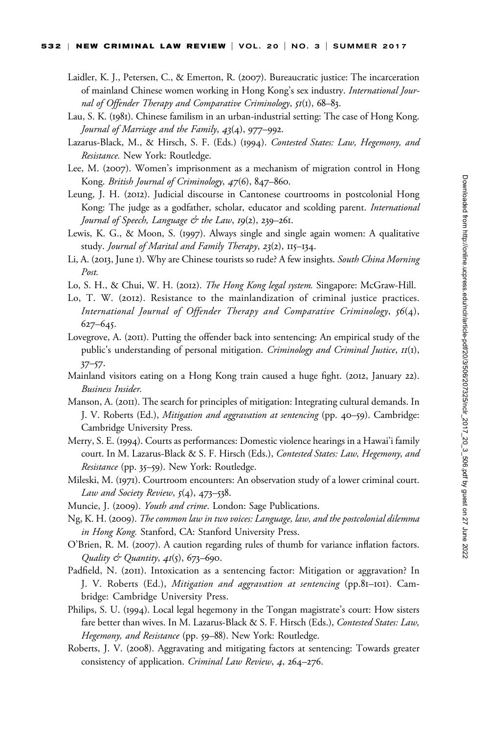Laidler, K. J., Petersen, C., & Emerton, R. (2007). Bureaucratic justice: The incarceration of mainland Chinese women working in Hong Kong's sex industry. *International Journal of Offender Therapy and Comparative Criminology*, *51*(1), 68–83.

Lau, S. K. (1981). Chinese familism in an urban-industrial setting: The case of Hong Kong. *Journal of Marriage and the Family*, *43*(4), 977–992.

Lazarus-Black, M., & Hirsch, S. F. (Eds.) (1994). *Contested States: Law, Hegemony, and Resistance.* New York: Routledge.

Lee, M. (2007). Women's imprisonment as a mechanism of migration control in Hong Kong. *British Journal of Criminology*, *47*(6), 847–860.

Leung, J. H. (2012). Judicial discourse in Cantonese courtrooms in postcolonial Hong Kong: The judge as a godfather, scholar, educator and scolding parent. *International Journal of Speech, Language & the Law*, *19*(2), 239–261.

Lewis, K. G., & Moon, S. (1997). Always single and single again women: A qualitative study. *Journal of Marital and Family Therapy*, *23*(2), 115–134.

Li, A. (2013, June 1). Why are Chinese tourists so rude? A few insights. *South China Morning Post.*

Lo, S. H., & Chui, W. H. (2012). *The Hong Kong legal system.* Singapore: McGraw-Hill.

Lo, T. W. (2012). Resistance to the mainlandization of criminal justice practices. *International Journal of Offender Therapy and Comparative Criminology*, *56*(4), 627–645.

Lovegrove, A. (2011). Putting the offender back into sentencing: An empirical study of the public's understanding of personal mitigation. *Criminology and Criminal Justice*, *11*(1), 37–57.

Mainland visitors eating on a Hong Kong train caused a huge fight. (2012, January 22). *Business Insider.*

Manson, A. (2011). The search for principles of mitigation: Integrating cultural demands. In J. V. Roberts (Ed.), *Mitigation and aggravation at sentencing* (pp. 40–59). Cambridge: Cambridge University Press.

Merry, S. E. (1994). Courts as performances: Domestic violence hearings in a Hawai'i family court. In M. Lazarus-Black & S. F. Hirsch (Eds.), *Contested States: Law, Hegemony, and Resistance* (pp. 35–59). New York: Routledge.

Mileski, M. (1971). Courtroom encounters: An observation study of a lower criminal court. *Law and Society Review*, *5*(4), 473–538.

Muncie, J. (2009). *Youth and crime*. London: Sage Publications.

Ng, K. H. (2009). *The common law in two voices: Language, law, and the postcolonial dilemma in Hong Kong.* Stanford, CA: Stanford University Press.

O'Brien, R. M. (2007). A caution regarding rules of thumb for variance inflation factors. *Quality & Quantity*, *41*(5), 673–690.

Padfield, N. (2011). Intoxication as a sentencing factor: Mitigation or aggravation? In J. V. Roberts (Ed.), *Mitigation and aggravation at sentencing* (pp.81–101). Cambridge: Cambridge University Press.

Philips, S. U. (1994). Local legal hegemony in the Tongan magistrate's court: How sisters fare better than wives. In M. Lazarus-Black & S. F. Hirsch (Eds.), *Contested States: Law, Hegemony, and Resistance* (pp. 59–88). New York: Routledge.

Roberts, J. V. (2008). Aggravating and mitigating factors at sentencing: Towards greater consistency of application. *Criminal Law Review*, *4*, 264–276.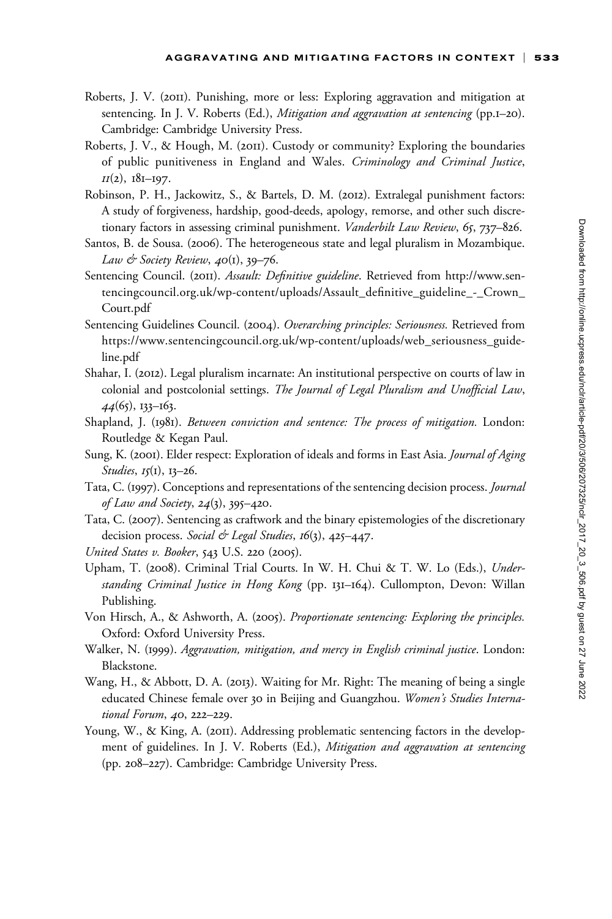Roberts, J. V. (2011). Punishing, more or less: Exploring aggravation and mitigation at sentencing. In J. V. Roberts (Ed.), *Mitigation and aggravation at sentencing* (pp.1–20). Cambridge: Cambridge University Press.

Roberts, J. V., & Hough, M. (2011). Custody or community? Exploring the boundaries of public punitiveness in England and Wales. *Criminology and Criminal Justice*, *11*(2), 181–197.

Robinson, P. H., Jackowitz, S., & Bartels, D. M. (2012). Extralegal punishment factors: A study of forgiveness, hardship, good-deeds, apology, remorse, and other such discretionary factors in assessing criminal punishment. *Vanderbilt Law Review*, *65*, 737–826.

Santos, B. de Sousa. (2006). The heterogeneous state and legal pluralism in Mozambique. *Law & Society Review*, *40*(1), 39–76.

Sentencing Council. (2011). *Assault: Definitive guideline*. Retrieved from http://www.sentencingcouncil.org.uk/wp-content/uploads/Assault_definitive_guideline_-_Crown_Court.pdf

Sentencing Guidelines Council. (2004). *Overarching principles: Seriousness.* Retrieved from https://www.sentencingcouncil.org.uk/wp-content/uploads/web_seriousness_guideline.pdf

Shahar, I. (2012). Legal pluralism incarnate: An institutional perspective on courts of law in colonial and postcolonial settings. *The Journal of Legal Pluralism and Unofficial Law*, *44*(65), 133–163.

Shapland, J. (1981). *Between conviction and sentence: The process of mitigation.* London: Routledge & Kegan Paul.

Sung, K. (2001). Elder respect: Exploration of ideals and forms in East Asia. *Journal of Aging Studies*, *15*(1), 13–26.

Tata, C. (1997). Conceptions and representations of the sentencing decision process. *Journal of Law and Society*, *24*(3), 395–420.

Tata, C. (2007). Sentencing as craftwork and the binary epistemologies of the discretionary decision process. *Social & Legal Studies*, *16*(3), 425–447.

*United States v. Booker*, 543 U.S. 220 (2005).

Upham, T. (2008). Criminal Trial Courts. In W. H. Chui & T. W. Lo (Eds.), *Understanding Criminal Justice in Hong Kong* (pp. 131–164). Cullompton, Devon: Willan Publishing.

Von Hirsch, A., & Ashworth, A. (2005). *Proportionate sentencing: Exploring the principles.* Oxford: Oxford University Press.

Walker, N. (1999). *Aggravation, mitigation, and mercy in English criminal justice*. London: Blackstone.

Wang, H., & Abbott, D. A. (2013). Waiting for Mr. Right: The meaning of being a single educated Chinese female over 30 in Beijing and Guangzhou. *Women's Studies International Forum*, *40*, 222–229.

Young, W., & King, A. (2011). Addressing problematic sentencing factors in the development of guidelines. In J. V. Roberts (Ed.), *Mitigation and aggravation at sentencing* (pp. 208–227). Cambridge: Cambridge University Press.